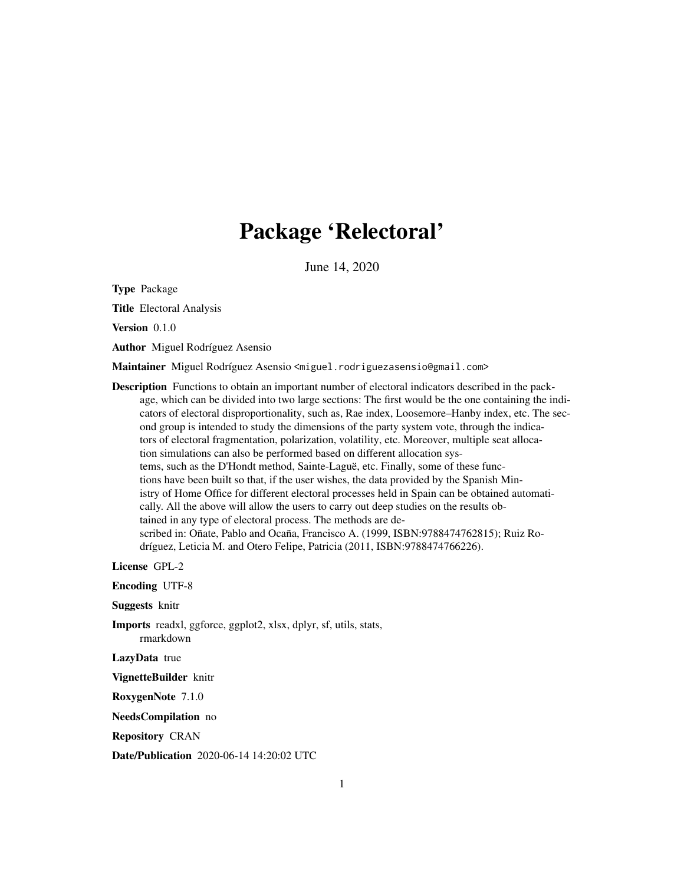# Package 'Relectoral'

June 14, 2020

**Type** Package

**Title** Electoral Analysis

**Version** 0.1.0

**Author** Miguel Rodríguez Asensio

**Maintainer** Miguel Rodríguez Asensio <miguel.rodriguezasensio@gmail.com>

**Description** Functions to obtain an important number of electoral indicators described in the package, which can be divided into two large sections: The first would be the one containing the indicators of electoral disproportionality, such as, Rae index, Loosemore–Hanby index, etc. The second group is intended to study the dimensions of the party system vote, through the indicators of electoral fragmentation, polarization, volatility, etc. Moreover, multiple seat allocation simulations can also be performed based on different allocation systems, such as the D'Hondt method, Sainte-Laguë, etc. Finally, some of these functions have been built so that, if the user wishes, the data provided by the Spanish Ministry of Home Office for different electoral processes held in Spain can be obtained automatically. All the above will allow the users to carry out deep studies on the results obtained in any type of electoral process. The methods are described in: Oñate, Pablo and Ocaña, Francisco A. (1999, ISBN:9788474762815); Ruiz Rodríguez, Leticia M. and Otero Felipe, Patricia (2011, ISBN:9788474766226).

**License** GPL-2

**Encoding** UTF-8

**Suggests** knitr

**Imports** readxl, ggforce, ggplot2, xlsx, dplyr, sf, utils, stats, rmarkdown

**LazyData** true

**VignetteBuilder** knitr

**RoxygenNote** 7.1.0

**NeedsCompilation** no

**Repository** CRAN

**Date/Publication** 2020-06-14 14:20:02 UTC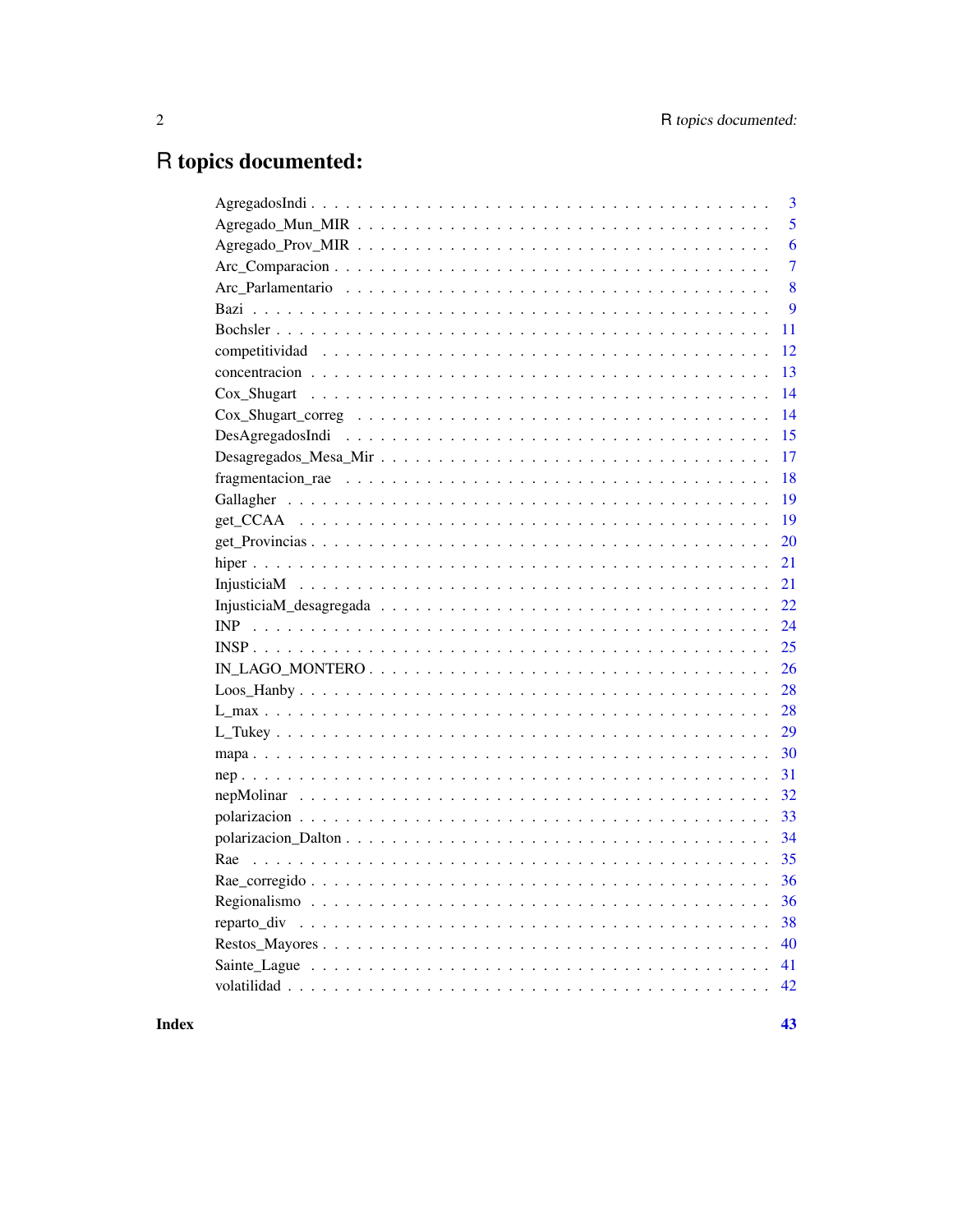# R topics documented:

| | |
|---|---|
| AgregadosIndi | 3 |
| Agregado_Mun_MIR | 5 |
| Agregado_Prov_MIR | 6 |
| Arc_Comparacion | 7 |
| Arc_Parlamentario | 8 |
| Bazi | 9 |
| Bochsler | 11 |
| competitividad | 12 |
| concentracion | 13 |
| Cox_Shugart | 14 |
| Cox_Shugart_correg | 14 |
| DesAgregadosIndi | 15 |
| Desagregados_Mesa_Mir | 17 |
| fragmentacion_rae | 18 |
| Gallagher | 19 |
| get_CCAA | 19 |
| get_Provincias | 20 |
| hiper | 21 |
| InjusticiaM | 21 |
| InjusticiaM_desagregada | 22 |
| INP | 24 |
| INSP | 25 |
| IN_LAGO_MONTERO | 26 |
| Loos_Hanby | 28 |
| L_max | 28 |
| L_Tukey | 29 |
| mapa | 30 |
| nep | 31 |
| nepMolinar | 32 |
| polarizacion | 33 |
| polarizacion_Dalton | 34 |
| Rae | 35 |
| Rae_corregido | 36 |
| Regionalismo | 36 |
| reparto_div | 38 |
| Restos_Mayores | 40 |
| Sainte_Lague | 41 |
| volatilidad | 42 |

**Index** **43**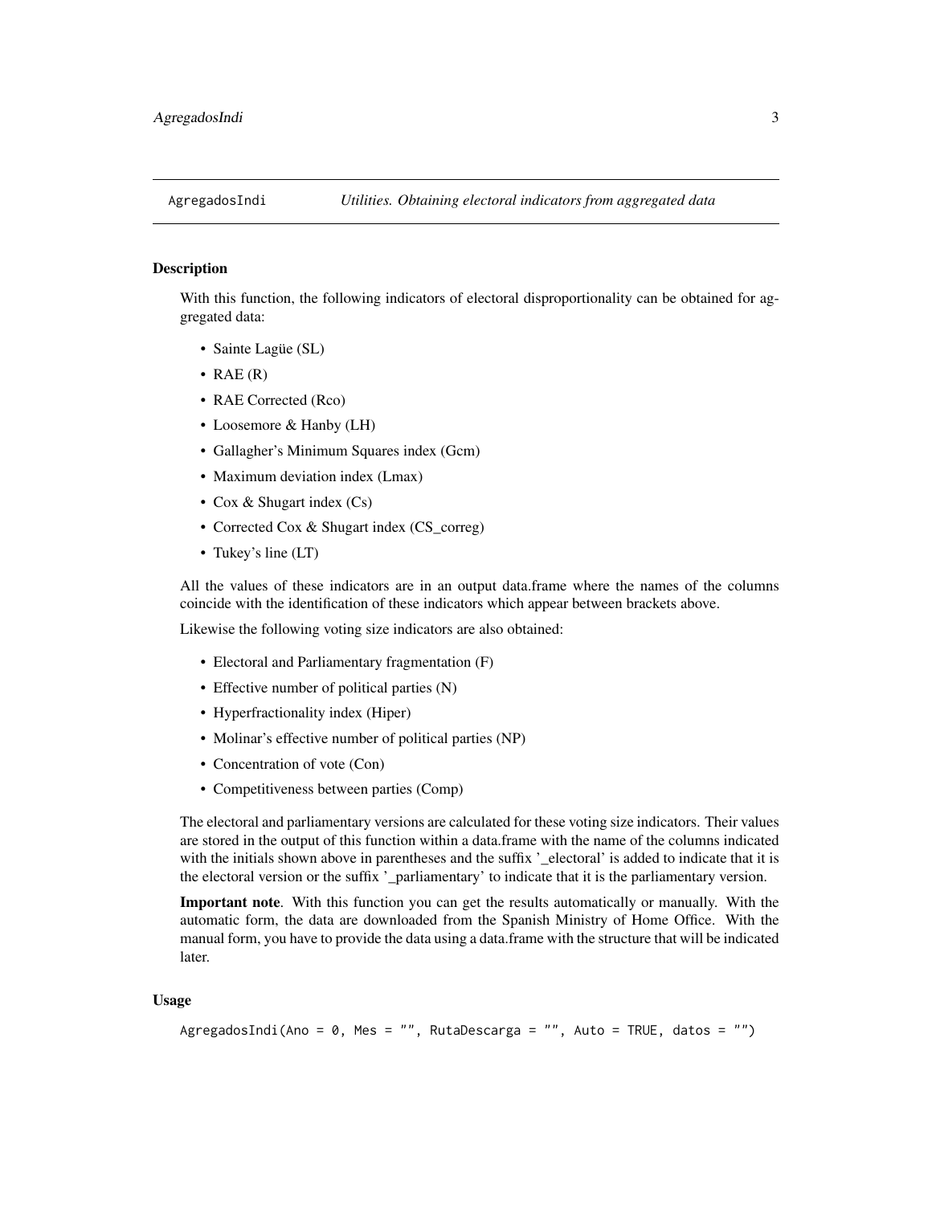# AgregadosIndi — *Utilities. Obtaining electoral indicators from aggregated data*

## Description

With this function, the following indicators of electoral disproportionality can be obtained for aggregated data:

- Sainte Lagüe (SL)
- RAE (R)
- RAE Corrected (Rco)
- Loosemore & Hanby (LH)
- Gallagher's Minimum Squares index (Gcm)
- Maximum deviation index (Lmax)
- Cox & Shugart index (Cs)
- Corrected Cox & Shugart index (CS_correg)
- Tukey's line (LT)

All the values of these indicators are in an output data.frame where the names of the columns coincide with the identification of these indicators which appear between brackets above.

Likewise the following voting size indicators are also obtained:

- Electoral and Parliamentary fragmentation (F)
- Effective number of political parties (N)
- Hyperfractionality index (Hiper)
- Molinar's effective number of political parties (NP)
- Concentration of vote (Con)
- Competitiveness between parties (Comp)

The electoral and parliamentary versions are calculated for these voting size indicators. Their values are stored in the output of this function within a data.frame with the name of the columns indicated with the initials shown above in parentheses and the suffix '_electoral' is added to indicate that it is the electoral version or the suffix '_parliamentary' to indicate that it is the parliamentary version.

**Important note**. With this function you can get the results automatically or manually. With the automatic form, the data are downloaded from the Spanish Ministry of Home Office. With the manual form, you have to provide the data using a data.frame with the structure that will be indicated later.

## Usage

```
AgregadosIndi(Ano = 0, Mes = "", RutaDescarga = "", Auto = TRUE, datos = "")
```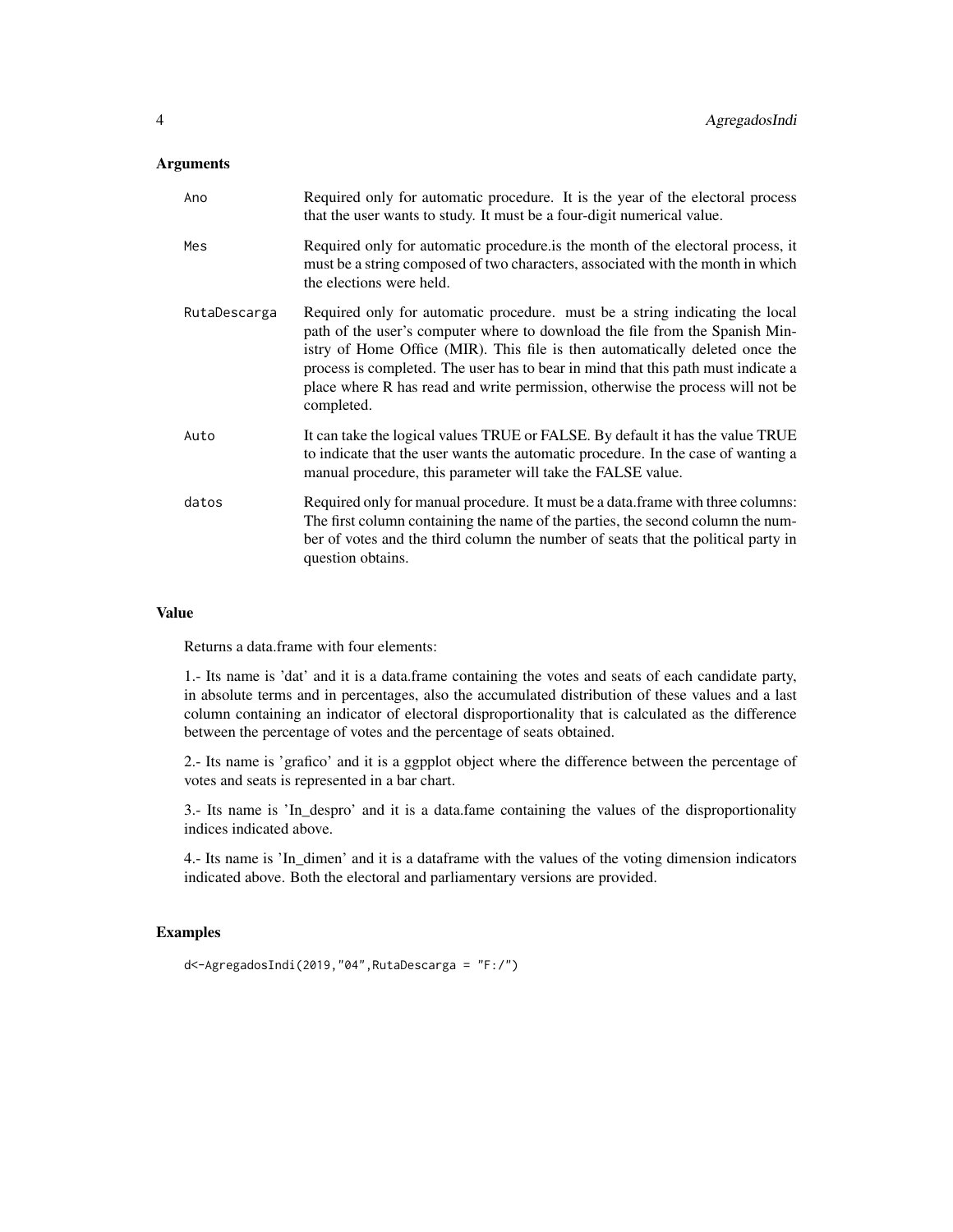## Arguments

| | |
|---|---|
| `Ano` | Required only for automatic procedure. It is the year of the electoral process that the user wants to study. It must be a four-digit numerical value. |
| `Mes` | Required only for automatic procedure.is the month of the electoral process, it must be a string composed of two characters, associated with the month in which the elections were held. |
| `RutaDescarga` | Required only for automatic procedure. must be a string indicating the local path of the user's computer where to download the file from the Spanish Ministry of Home Office (MIR). This file is then automatically deleted once the process is completed. The user has to bear in mind that this path must indicate a place where R has read and write permission, otherwise the process will not be completed. |
| `Auto` | It can take the logical values TRUE or FALSE. By default it has the value TRUE to indicate that the user wants the automatic procedure. In the case of wanting a manual procedure, this parameter will take the FALSE value. |
| `datos` | Required only for manual procedure. It must be a data.frame with three columns: The first column containing the name of the parties, the second column the number of votes and the third column the number of seats that the political party in question obtains. |

## Value

Returns a data.frame with four elements:

1.- Its name is 'dat' and it is a data.frame containing the votes and seats of each candidate party, in absolute terms and in percentages, also the accumulated distribution of these values and a last column containing an indicator of electoral disproportionality that is calculated as the difference between the percentage of votes and the percentage of seats obtained.

2.- Its name is 'grafico' and it is a ggpplot object where the difference between the percentage of votes and seats is represented in a bar chart.

3.- Its name is 'In_despro' and it is a data.fame containing the values of the disproportionality indices indicated above.

4.- Its name is 'In_dimen' and it is a dataframe with the values of the voting dimension indicators indicated above. Both the electoral and parliamentary versions are provided.

## Examples

```
d<-AgregadosIndi(2019,"04",RutaDescarga = "F:/")
```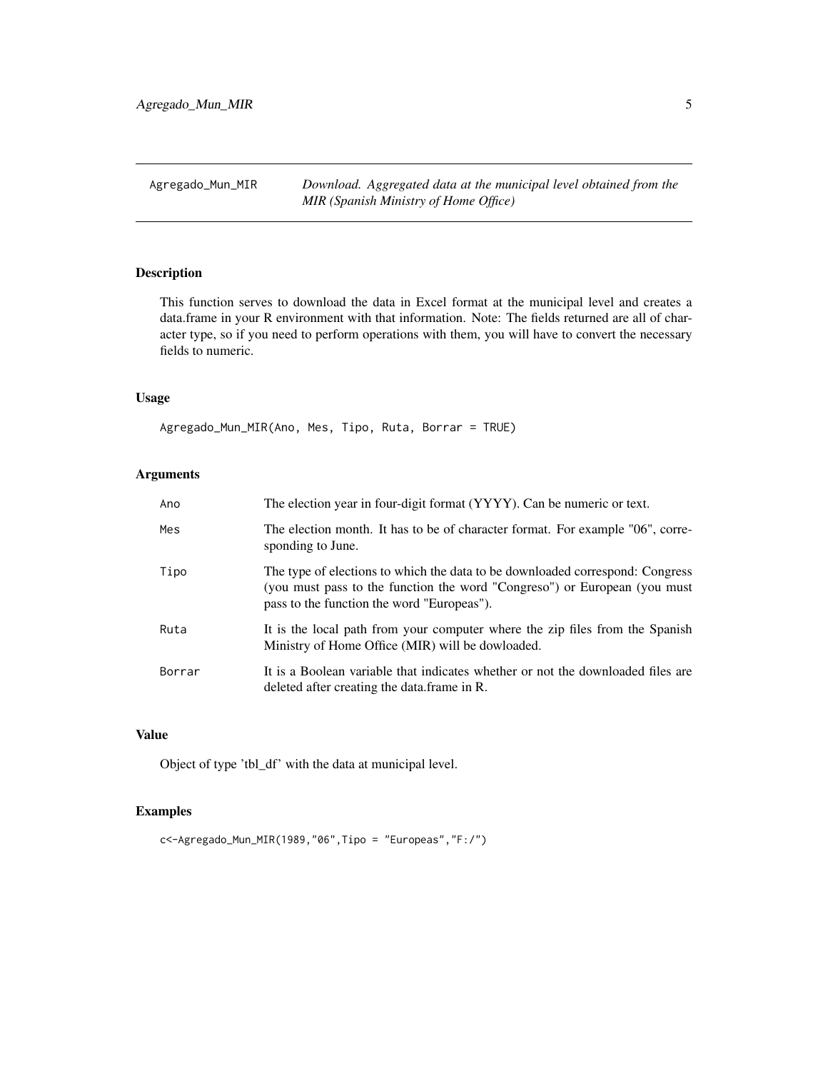## Agregado_Mun_MIR — *Download. Aggregated data at the municipal level obtained from the MIR (Spanish Ministry of Home Office)*

### Description

This function serves to download the data in Excel format at the municipal level and creates a data.frame in your R environment with that information. Note: The fields returned are all of character type, so if you need to perform operations with them, you will have to convert the necessary fields to numeric.

### Usage

```
Agregado_Mun_MIR(Ano, Mes, Tipo, Ruta, Borrar = TRUE)
```

### Arguments

| | |
|---|---|
| Ano | The election year in four-digit format (YYYY). Can be numeric or text. |
| Mes | The election month. It has to be of character format. For example "06", corresponding to June. |
| Tipo | The type of elections to which the data to be downloaded correspond: Congress (you must pass to the function the word "Congreso") or European (you must pass to the function the word "Europeas"). |
| Ruta | It is the local path from your computer where the zip files from the Spanish Ministry of Home Office (MIR) will be dowloaded. |
| Borrar | It is a Boolean variable that indicates whether or not the downloaded files are deleted after creating the data.frame in R. |

### Value

Object of type 'tbl_df' with the data at municipal level.

### Examples

```
c<-Agregado_Mun_MIR(1989,"06",Tipo = "Europeas","F:/")
```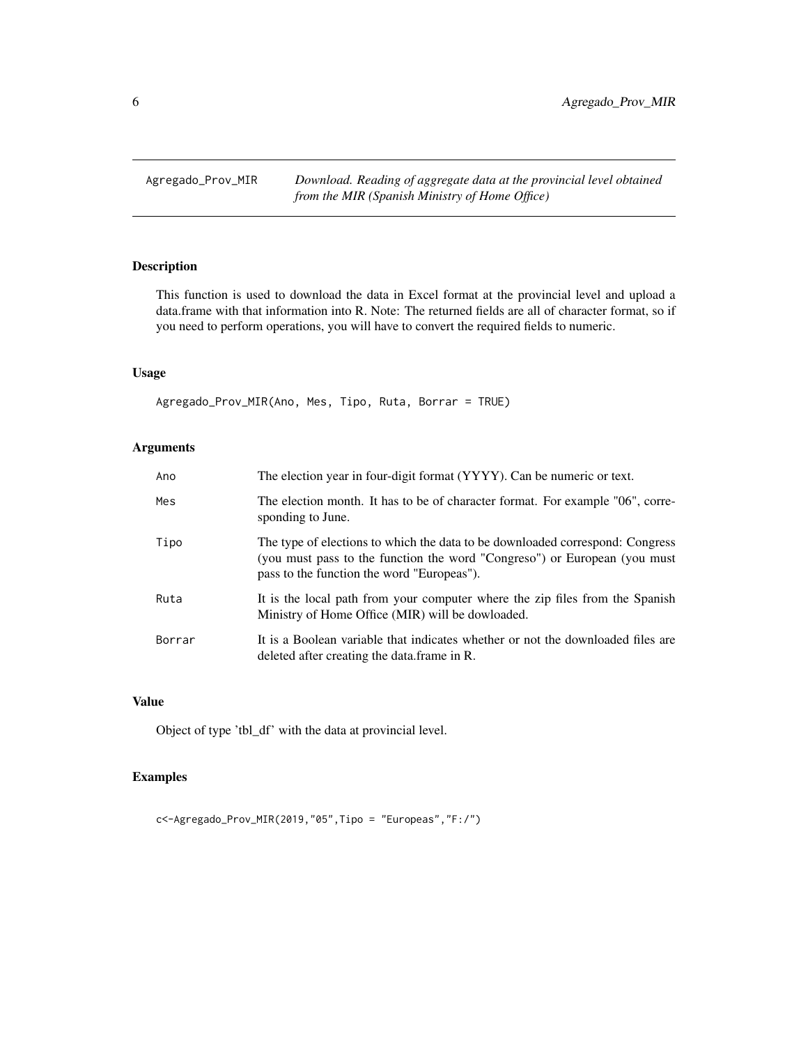# Agregado_Prov_MIR

*Download. Reading of aggregate data at the provincial level obtained from the MIR (Spanish Ministry of Home Office)*

## Description

This function is used to download the data in Excel format at the provincial level and upload a data.frame with that information into R. Note: The returned fields are all of character format, so if you need to perform operations, you will have to convert the required fields to numeric.

## Usage

```
Agregado_Prov_MIR(Ano, Mes, Tipo, Ruta, Borrar = TRUE)
```

## Arguments

| | |
|---|---|
| Ano | The election year in four-digit format (YYYY). Can be numeric or text. |
| Mes | The election month. It has to be of character format. For example "06", corresponding to June. |
| Tipo | The type of elections to which the data to be downloaded correspond: Congress (you must pass to the function the word "Congreso") or European (you must pass to the function the word "Europeas"). |
| Ruta | It is the local path from your computer where the zip files from the Spanish Ministry of Home Office (MIR) will be dowloaded. |
| Borrar | It is a Boolean variable that indicates whether or not the downloaded files are deleted after creating the data.frame in R. |

## Value

Object of type 'tbl_df' with the data at provincial level.

## Examples

```
c<-Agregado_Prov_MIR(2019,"05",Tipo = "Europeas","F:/")
```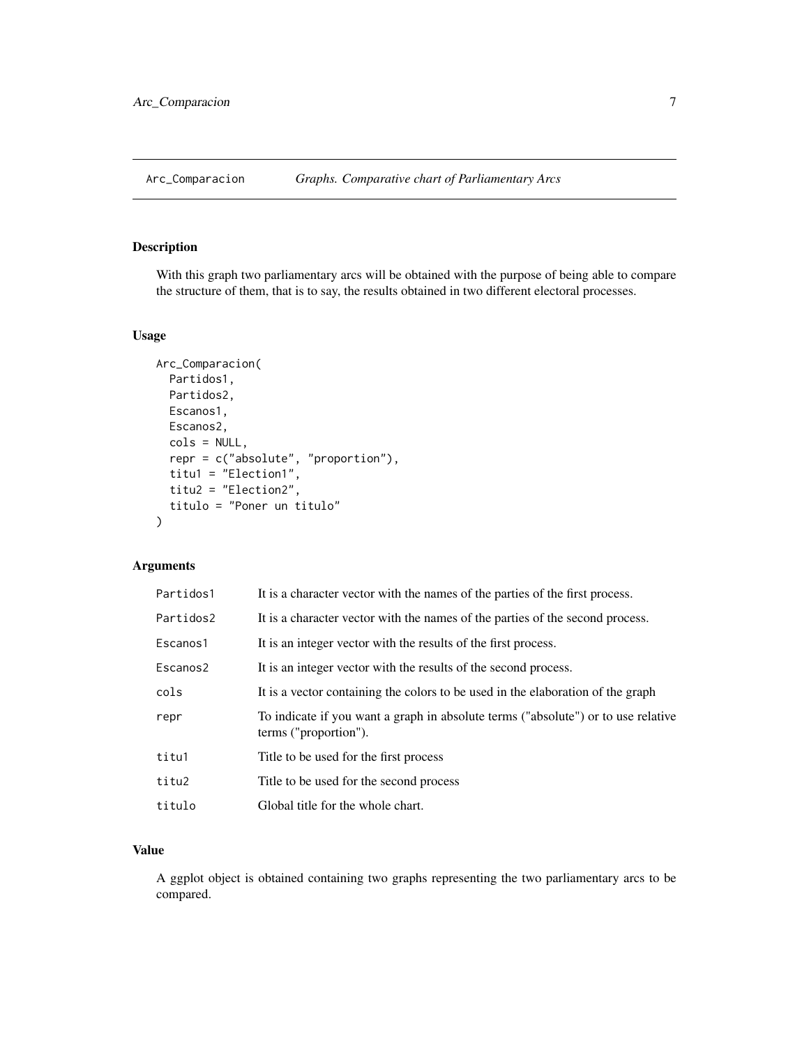## Arc_Comparacion *Graphs. Comparative chart of Parliamentary Arcs*

### Description

With this graph two parliamentary arcs will be obtained with the purpose of being able to compare the structure of them, that is to say, the results obtained in two different electoral processes.

### Usage

```
Arc_Comparacion(
  Partidos1,
  Partidos2,
  Escanos1,
  Escanos2,
  cols = NULL,
  repr = c("absolute", "proportion"),
  titu1 = "Election1",
  titu2 = "Election2",
  titulo = "Poner un titulo"
)
```

### Arguments

| | |
|---|---|
| Partidos1 | It is a character vector with the names of the parties of the first process. |
| Partidos2 | It is a character vector with the names of the parties of the second process. |
| Escanos1 | It is an integer vector with the results of the first process. |
| Escanos2 | It is an integer vector with the results of the second process. |
| cols | It is a vector containing the colors to be used in the elaboration of the graph |
| repr | To indicate if you want a graph in absolute terms ("absolute") or to use relative terms ("proportion"). |
| titu1 | Title to be used for the first process |
| titu2 | Title to be used for the second process |
| titulo | Global title for the whole chart. |

### Value

A ggplot object is obtained containing two graphs representing the two parliamentary arcs to be compared.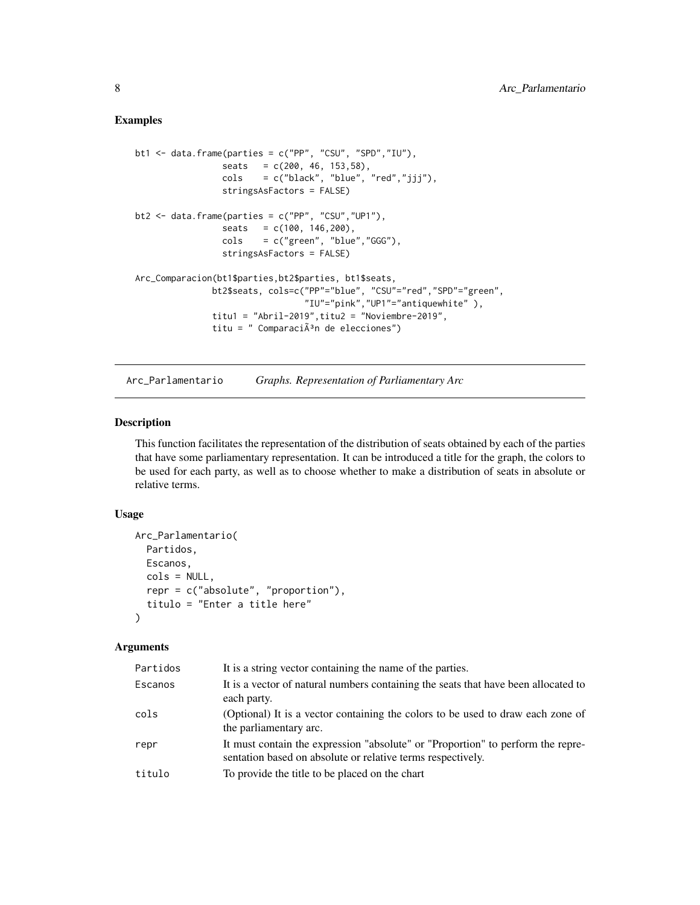## Examples

```
bt1 <- data.frame(parties = c("PP", "CSU", "SPD","IU"),
                  seats   = c(200, 46, 153,58),
                  cols    = c("black", "blue", "red","jjj"),
                  stringsAsFactors = FALSE)

bt2 <- data.frame(parties = c("PP", "CSU","UP1"),
                  seats   = c(100, 146,200),
                  cols    = c("green", "blue","GGG"),
                  stringsAsFactors = FALSE)

Arc_Comparacion(bt1$parties,bt2$parties, bt1$seats,
               bt2$seats, cols=c("PP"="blue", "CSU"="red","SPD"="green",
                                 "IU"="pink","UP1"="antiquewhite" ),
               titu1 = "Abril-2019",titu2 = "Noviembre-2019",
               titu = " ComparaciÃ³n de elecciones")
```

---

`Arc_Parlamentario` *Graphs. Representation of Parliamentary Arc*

---

## Description

This function facilitates the representation of the distribution of seats obtained by each of the parties that have some parliamentary representation. It can be introduced a title for the graph, the colors to be used for each party, as well as to choose whether to make a distribution of seats in absolute or relative terms.

## Usage

```
Arc_Parlamentario(
  Partidos,
  Escanos,
  cols = NULL,
  repr = c("absolute", "proportion"),
  titulo = "Enter a title here"
)
```

## Arguments

| | |
|---|---|
| `Partidos` | It is a string vector containing the name of the parties. |
| `Escanos` | It is a vector of natural numbers containing the seats that have been allocated to each party. |
| `cols` | (Optional) It is a vector containing the colors to be used to draw each zone of the parliamentary arc. |
| `repr` | It must contain the expression "absolute" or "Proportion" to perform the representation based on absolute or relative terms respectively. |
| `titulo` | To provide the title to be placed on the chart |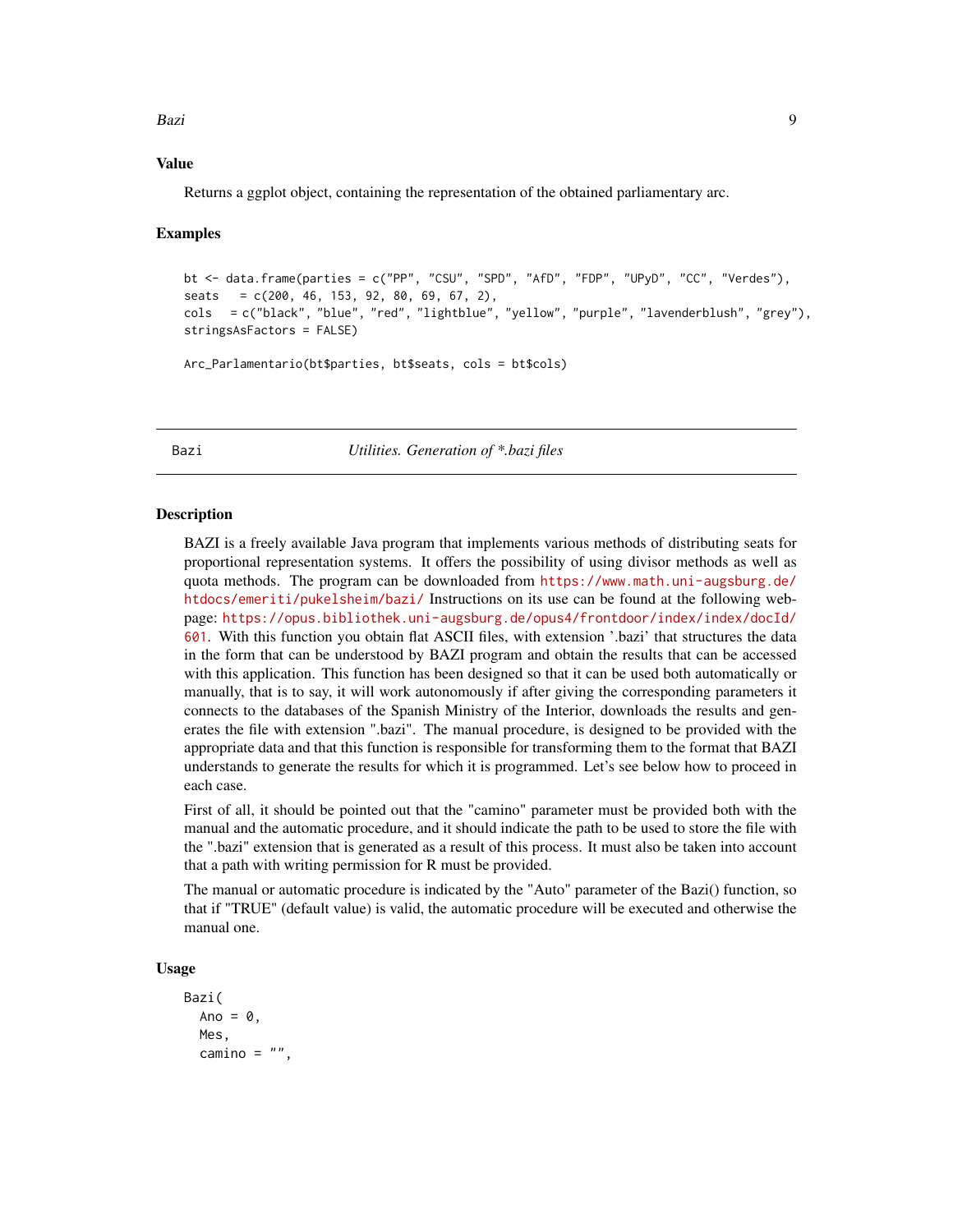### Value

Returns a ggplot object, containing the representation of the obtained parliamentary arc.

### Examples

```
bt <- data.frame(parties = c("PP", "CSU", "SPD", "AfD", "FDP", "UPyD", "CC", "Verdes"),
seats   = c(200, 46, 153, 92, 80, 69, 67, 2),
cols   = c("black", "blue", "red", "lightblue", "yellow", "purple", "lavenderblush", "grey"),
stringsAsFactors = FALSE)

Arc_Parlamentario(bt$parties, bt$seats, cols = bt$cols)
```

---

## Bazi — *Utilities. Generation of *.bazi files*

### Description

BAZI is a freely available Java program that implements various methods of distributing seats for proportional representation systems. It offers the possibility of using divisor methods as well as quota methods. The program can be downloaded from https://www.math.uni-augsburg.de/htdocs/emeriti/pukelsheim/bazi/ Instructions on its use can be found at the following web-page: https://opus.bibliothek.uni-augsburg.de/opus4/frontdoor/index/index/docId/601. With this function you obtain flat ASCII files, with extension '.bazi' that structures the data in the form that can be understood by BAZI program and obtain the results that can be accessed with this application. This function has been designed so that it can be used both automatically or manually, that is to say, it will work autonomously if after giving the corresponding parameters it connects to the databases of the Spanish Ministry of the Interior, downloads the results and generates the file with extension ".bazi". The manual procedure, is designed to be provided with the appropriate data and that this function is responsible for transforming them to the format that BAZI understands to generate the results for which it is programmed. Let's see below how to proceed in each case.

First of all, it should be pointed out that the "camino" parameter must be provided both with the manual and the automatic procedure, and it should indicate the path to be used to store the file with the ".bazi" extension that is generated as a result of this process. It must also be taken into account that a path with writing permission for R must be provided.

The manual or automatic procedure is indicated by the "Auto" parameter of the Bazi() function, so that if "TRUE" (default value) is valid, the automatic procedure will be executed and otherwise the manual one.

### Usage

```
Bazi(
  Ano = 0,
  Mes,
  camino = "",
```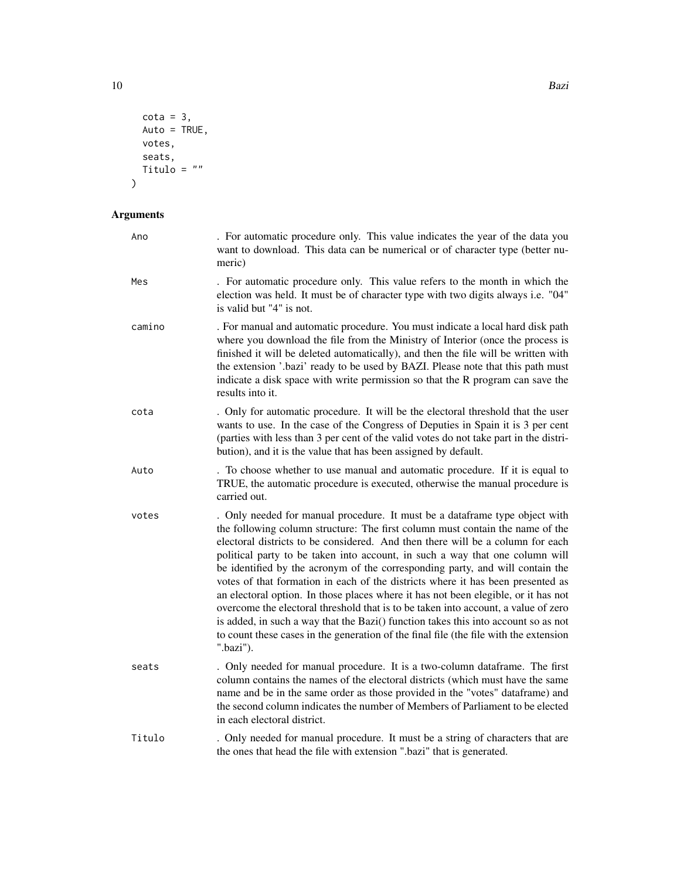```
  cota = 3,
  Auto = TRUE,
  votes,
  seats,
  Titulo = ""
)
```

## Arguments

**Ano** . For automatic procedure only. This value indicates the year of the data you want to download. This data can be numerical or of character type (better numeric)

**Mes** . For automatic procedure only. This value refers to the month in which the election was held. It must be of character type with two digits always i.e. "04" is valid but "4" is not.

**camino** . For manual and automatic procedure. You must indicate a local hard disk path where you download the file from the Ministry of Interior (once the process is finished it will be deleted automatically), and then the file will be written with the extension '.bazi' ready to be used by BAZI. Please note that this path must indicate a disk space with write permission so that the R program can save the results into it.

**cota** . Only for automatic procedure. It will be the electoral threshold that the user wants to use. In the case of the Congress of Deputies in Spain it is 3 per cent (parties with less than 3 per cent of the valid votes do not take part in the distribution), and it is the value that has been assigned by default.

**Auto** . To choose whether to use manual and automatic procedure. If it is equal to TRUE, the automatic procedure is executed, otherwise the manual procedure is carried out.

**votes** . Only needed for manual procedure. It must be a dataframe type object with the following column structure: The first column must contain the name of the electoral districts to be considered. And then there will be a column for each political party to be taken into account, in such a way that one column will be identified by the acronym of the corresponding party, and will contain the votes of that formation in each of the districts where it has been presented as an electoral option. In those places where it has not been elegible, or it has not overcome the electoral threshold that is to be taken into account, a value of zero is added, in such a way that the Bazi() function takes this into account so as not to count these cases in the generation of the final file (the file with the extension ".bazi").

**seats** . Only needed for manual procedure. It is a two-column dataframe. The first column contains the names of the electoral districts (which must have the same name and be in the same order as those provided in the "votes" dataframe) and the second column indicates the number of Members of Parliament to be elected in each electoral district.

**Titulo** . Only needed for manual procedure. It must be a string of characters that are the ones that head the file with extension ".bazi" that is generated.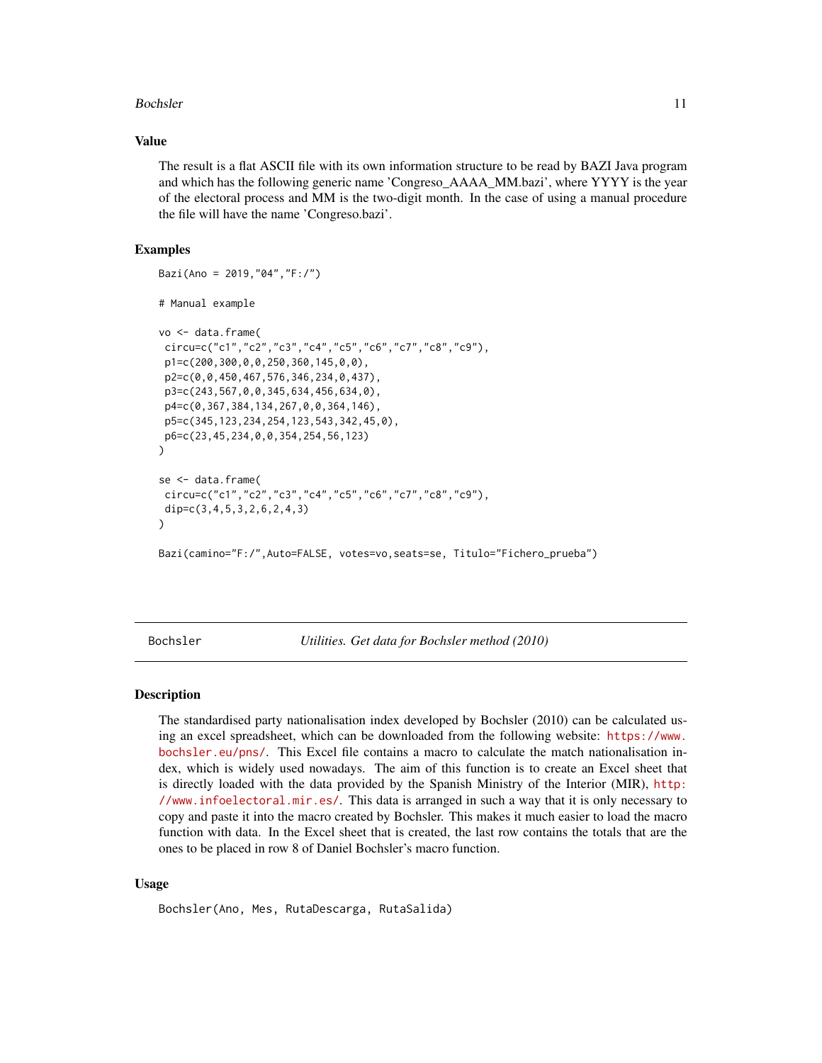## Value

The result is a flat ASCII file with its own information structure to be read by BAZI Java program and which has the following generic name 'Congreso_AAAA_MM.bazi', where YYYY is the year of the electoral process and MM is the two-digit month. In the case of using a manual procedure the file will have the name 'Congreso.bazi'.

## Examples

```
Bazi(Ano = 2019,"04","F:/")

# Manual example

vo <- data.frame(
 circu=c("c1","c2","c3","c4","c5","c6","c7","c8","c9"),
 p1=c(200,300,0,0,250,360,145,0,0),
 p2=c(0,0,450,467,576,346,234,0,437),
 p3=c(243,567,0,0,345,634,456,634,0),
 p4=c(0,367,384,134,267,0,0,364,146),
 p5=c(345,123,234,254,123,543,342,45,0),
 p6=c(23,45,234,0,0,354,254,56,123)
)

se <- data.frame(
 circu=c("c1","c2","c3","c4","c5","c6","c7","c8","c9"),
 dip=c(3,4,5,3,2,6,2,4,3)
)

Bazi(camino="F:/",Auto=FALSE, votes=vo,seats=se, Titulo="Fichero_prueba")
```

---

# Bochsler — *Utilities. Get data for Bochsler method (2010)*

## Description

The standardised party nationalisation index developed by Bochsler (2010) can be calculated using an excel spreadsheet, which can be downloaded from the following website: https://www.bochsler.eu/pns/. This Excel file contains a macro to calculate the match nationalisation index, which is widely used nowadays. The aim of this function is to create an Excel sheet that is directly loaded with the data provided by the Spanish Ministry of the Interior (MIR), http://www.infoelectoral.mir.es/. This data is arranged in such a way that it is only necessary to copy and paste it into the macro created by Bochsler. This makes it much easier to load the macro function with data. In the Excel sheet that is created, the last row contains the totals that are the ones to be placed in row 8 of Daniel Bochsler's macro function.

## Usage

```
Bochsler(Ano, Mes, RutaDescarga, RutaSalida)
```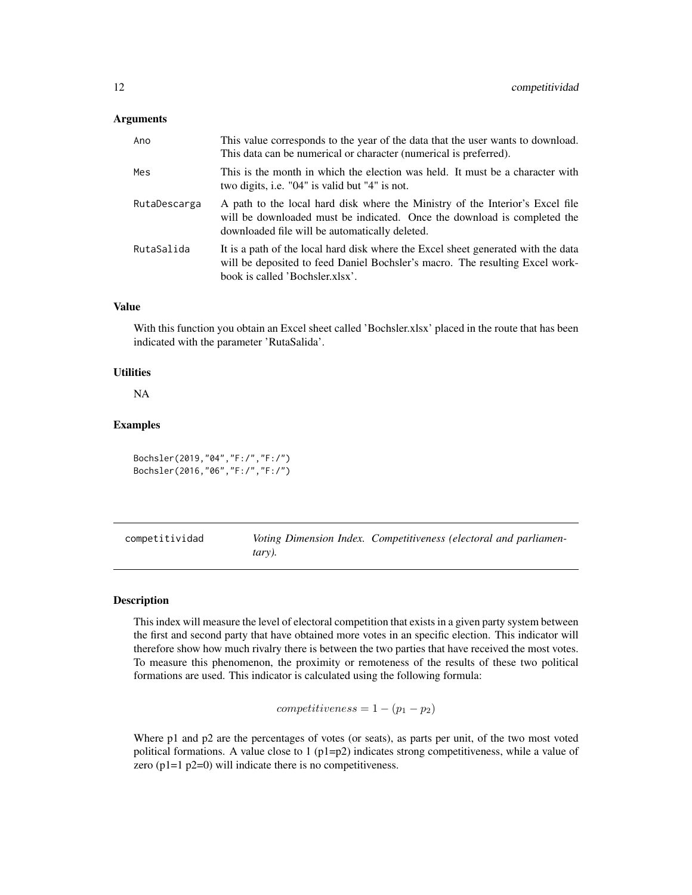### Arguments

| | |
|---|---|
| Ano | This value corresponds to the year of the data that the user wants to download. This data can be numerical or character (numerical is preferred). |
| Mes | This is the month in which the election was held. It must be a character with two digits, i.e. "04" is valid but "4" is not. |
| RutaDescarga | A path to the local hard disk where the Ministry of the Interior's Excel file will be downloaded must be indicated. Once the download is completed the downloaded file will be automatically deleted. |
| RutaSalida | It is a path of the local hard disk where the Excel sheet generated with the data will be deposited to feed Daniel Bochsler's macro. The resulting Excel workbook is called 'Bochsler.xlsx'. |

### Value

With this function you obtain an Excel sheet called 'Bochsler.xlsx' placed in the route that has been indicated with the parameter 'RutaSalida'.

### Utilities

NA

### Examples

```
Bochsler(2019,"04","F:/","F:/")
Bochsler(2016,"06","F:/","F:/")
```

---

## competitividad — *Voting Dimension Index. Competitiveness (electoral and parliamentary).*

### Description

This index will measure the level of electoral competition that exists in a given party system between the first and second party that have obtained more votes in an specific election. This indicator will therefore show how much rivalry there is between the two parties that have received the most votes. To measure this phenomenon, the proximity or remoteness of the results of these two political formations are used. This indicator is calculated using the following formula:

$$competitiveness = 1 - (p_1 - p_2)$$

Where p1 and p2 are the percentages of votes (or seats), as parts per unit, of the two most voted political formations. A value close to 1 (p1=p2) indicates strong competitiveness, while a value of zero (p1=1 p2=0) will indicate there is no competitiveness.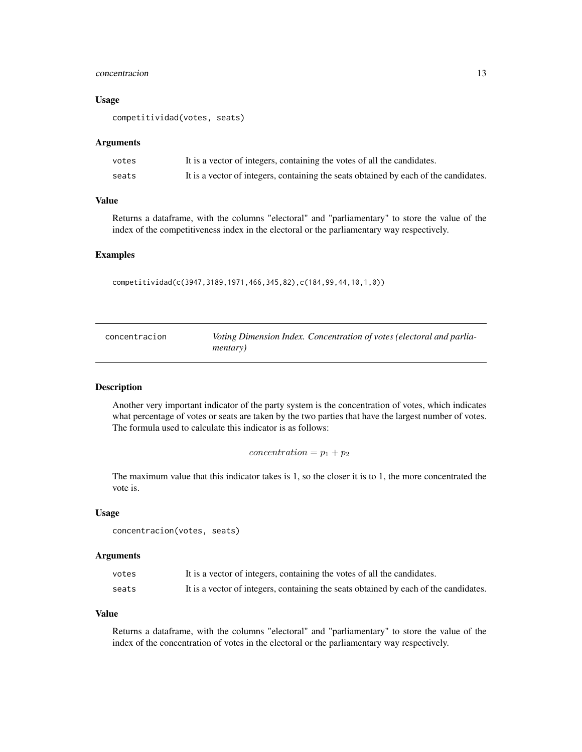### Usage

```
competitividad(votes, seats)
```

### Arguments

| | |
|---|---|
| votes | It is a vector of integers, containing the votes of all the candidates. |
| seats | It is a vector of integers, containing the seats obtained by each of the candidates. |

### Value

Returns a dataframe, with the columns "electoral" and "parliamentary" to store the value of the index of the competitiveness index in the electoral or the parliamentary way respectively.

### Examples

```
competitividad(c(3947,3189,1971,466,345,82),c(184,99,44,10,1,0))
```

---

## concentracion — *Voting Dimension Index. Concentration of votes (electoral and parliamentary)*

---

### Description

Another very important indicator of the party system is the concentration of votes, which indicates what percentage of votes or seats are taken by the two parties that have the largest number of votes. The formula used to calculate this indicator is as follows:

$$concentration = p_1 + p_2$$

The maximum value that this indicator takes is 1, so the closer it is to 1, the more concentrated the vote is.

### Usage

```
concentracion(votes, seats)
```

### Arguments

| | |
|---|---|
| votes | It is a vector of integers, containing the votes of all the candidates. |
| seats | It is a vector of integers, containing the seats obtained by each of the candidates. |

### Value

Returns a dataframe, with the columns "electoral" and "parliamentary" to store the value of the index of the concentration of votes in the electoral or the parliamentary way respectively.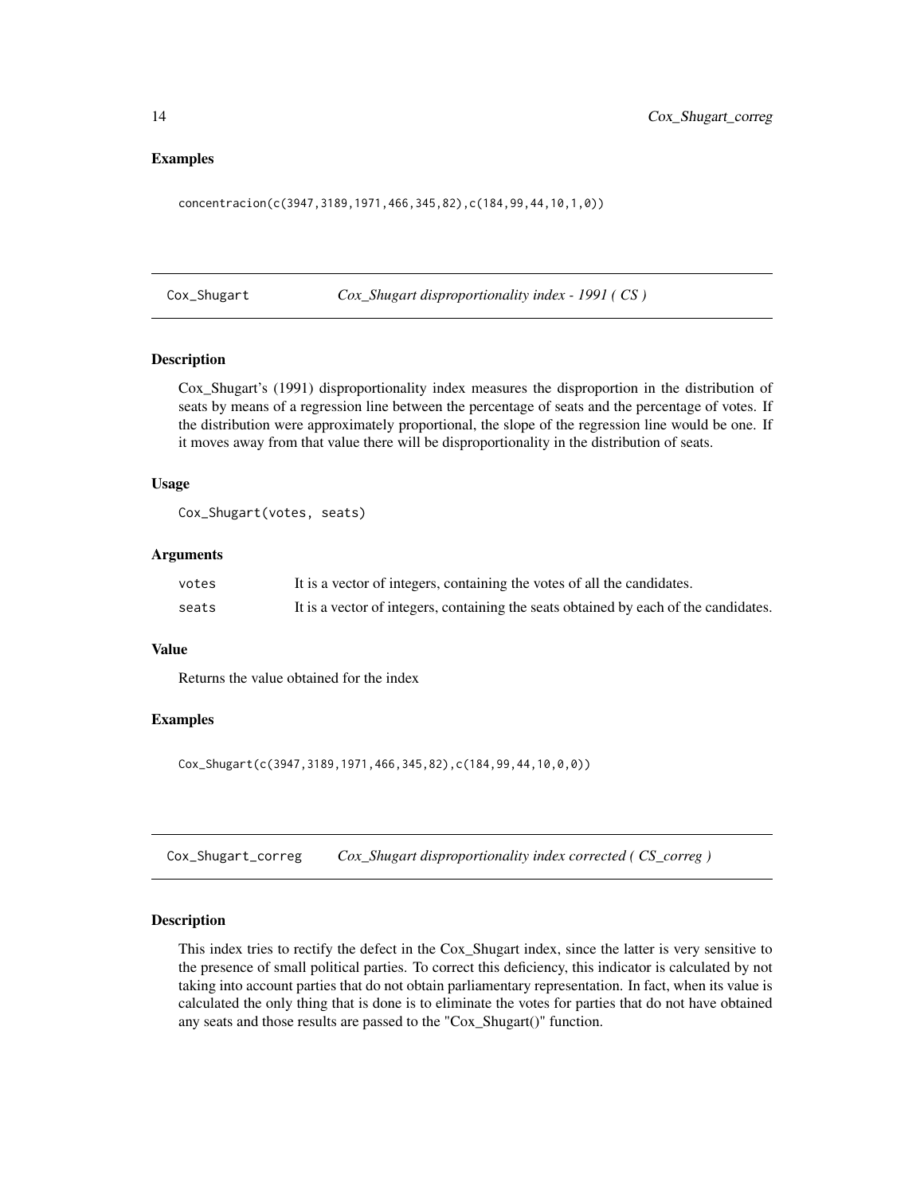### Examples

```
concentracion(c(3947,3189,1971,466,345,82),c(184,99,44,10,1,0))
```

## Cox_Shugart — *Cox_Shugart disproportionality index - 1991 ( CS )*

### Description

Cox_Shugart's (1991) disproportionality index measures the disproportion in the distribution of seats by means of a regression line between the percentage of seats and the percentage of votes. If the distribution were approximately proportional, the slope of the regression line would be one. If it moves away from that value there will be disproportionality in the distribution of seats.

### Usage

```
Cox_Shugart(votes, seats)
```

### Arguments

| | |
|---|---|
| votes | It is a vector of integers, containing the votes of all the candidates. |
| seats | It is a vector of integers, containing the seats obtained by each of the candidates. |

### Value

Returns the value obtained for the index

### Examples

```
Cox_Shugart(c(3947,3189,1971,466,345,82),c(184,99,44,10,0,0))
```

## Cox_Shugart_correg — *Cox_Shugart disproportionality index corrected ( CS_correg )*

### Description

This index tries to rectify the defect in the Cox_Shugart index, since the latter is very sensitive to the presence of small political parties. To correct this deficiency, this indicator is calculated by not taking into account parties that do not obtain parliamentary representation. In fact, when its value is calculated the only thing that is done is to eliminate the votes for parties that do not have obtained any seats and those results are passed to the "Cox_Shugart()" function.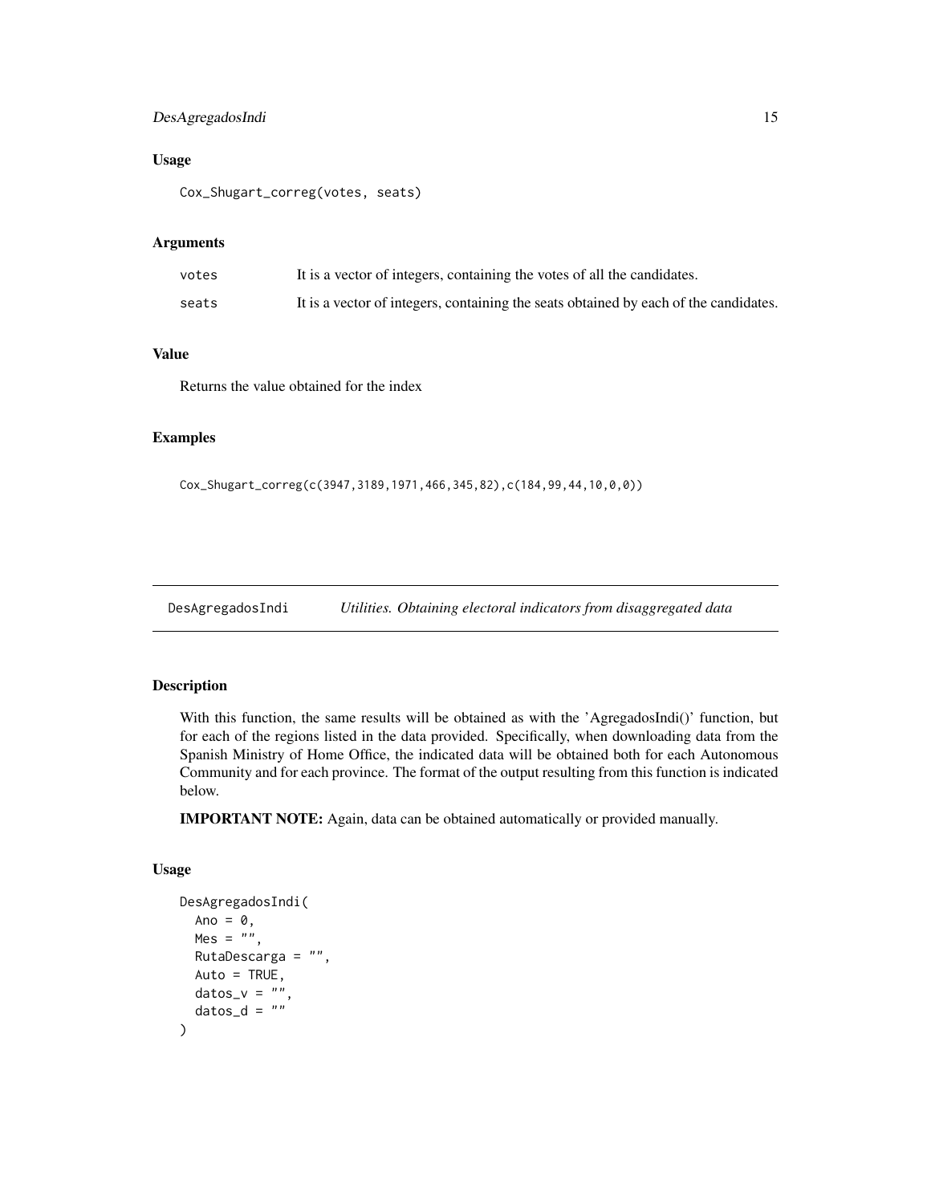### Usage

```
Cox_Shugart_correg(votes, seats)
```

### Arguments

| | |
|---|---|
| votes | It is a vector of integers, containing the votes of all the candidates. |
| seats | It is a vector of integers, containing the seats obtained by each of the candidates. |

### Value

Returns the value obtained for the index

### Examples

```
Cox_Shugart_correg(c(3947,3189,1971,466,345,82),c(184,99,44,10,0,0))
```

---

## DesAgregadosIndi *Utilities. Obtaining electoral indicators from disaggregated data*

### Description

With this function, the same results will be obtained as with the 'AgregadosIndi()' function, but for each of the regions listed in the data provided. Specifically, when downloading data from the Spanish Ministry of Home Office, the indicated data will be obtained both for each Autonomous Community and for each province. The format of the output resulting from this function is indicated below.

**IMPORTANT NOTE:** Again, data can be obtained automatically or provided manually.

### Usage

```
DesAgregadosIndi(
  Ano = 0,
  Mes = "",
  RutaDescarga = "",
  Auto = TRUE,
  datos_v = "",
  datos_d = ""
)
```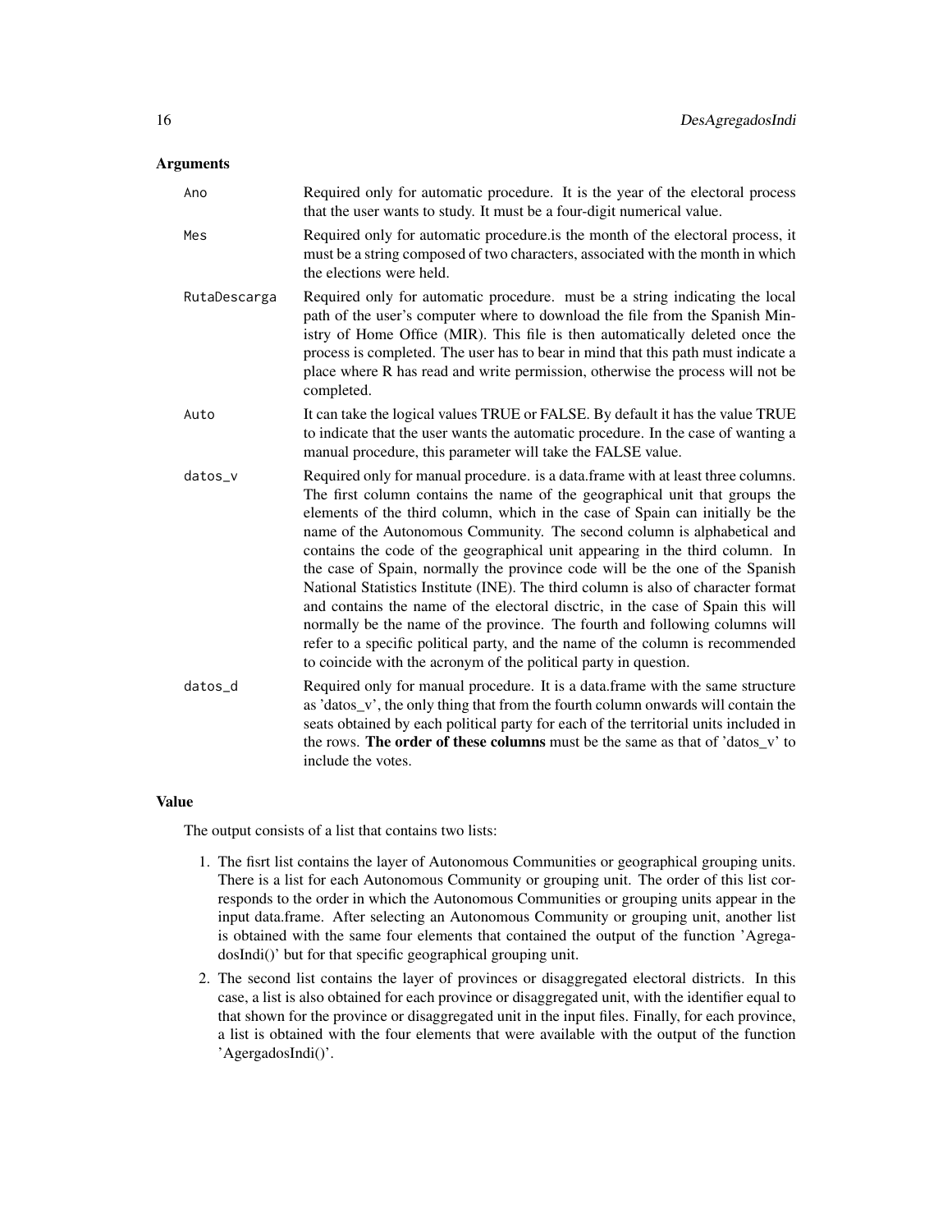### Arguments

| | |
|---|---|
| `Ano` | Required only for automatic procedure. It is the year of the electoral process that the user wants to study. It must be a four-digit numerical value. |
| `Mes` | Required only for automatic procedure.is the month of the electoral process, it must be a string composed of two characters, associated with the month in which the elections were held. |
| `RutaDescarga` | Required only for automatic procedure. must be a string indicating the local path of the user's computer where to download the file from the Spanish Ministry of Home Office (MIR). This file is then automatically deleted once the process is completed. The user has to bear in mind that this path must indicate a place where R has read and write permission, otherwise the process will not be completed. |
| `Auto` | It can take the logical values TRUE or FALSE. By default it has the value TRUE to indicate that the user wants the automatic procedure. In the case of wanting a manual procedure, this parameter will take the FALSE value. |
| `datos_v` | Required only for manual procedure. is a data.frame with at least three columns. The first column contains the name of the geographical unit that groups the elements of the third column, which in the case of Spain can initially be the name of the Autonomous Community. The second column is alphabetical and contains the code of the geographical unit appearing in the third column. In the case of Spain, normally the province code will be the one of the Spanish National Statistics Institute (INE). The third column is also of character format and contains the name of the electoral disctric, in the case of Spain this will normally be the name of the province. The fourth and following columns will refer to a specific political party, and the name of the column is recommended to coincide with the acronym of the political party in question. |
| `datos_d` | Required only for manual procedure. It is a data.frame with the same structure as 'datos_v', the only thing that from the fourth column onwards will contain the seats obtained by each political party for each of the territorial units included in the rows. **The order of these columns** must be the same as that of 'datos_v' to include the votes. |

### Value

The output consists of a list that contains two lists:

1. The fisrt list contains the layer of Autonomous Communities or geographical grouping units. There is a list for each Autonomous Community or grouping unit. The order of this list corresponds to the order in which the Autonomous Communities or grouping units appear in the input data.frame. After selecting an Autonomous Community or grouping unit, another list is obtained with the same four elements that contained the output of the function 'AgregadosIndi()' but for that specific geographical grouping unit.
2. The second list contains the layer of provinces or disaggregated electoral districts. In this case, a list is also obtained for each province or disaggregated unit, with the identifier equal to that shown for the province or disaggregated unit in the input files. Finally, for each province, a list is obtained with the four elements that were available with the output of the function 'AgergadosIndi()'.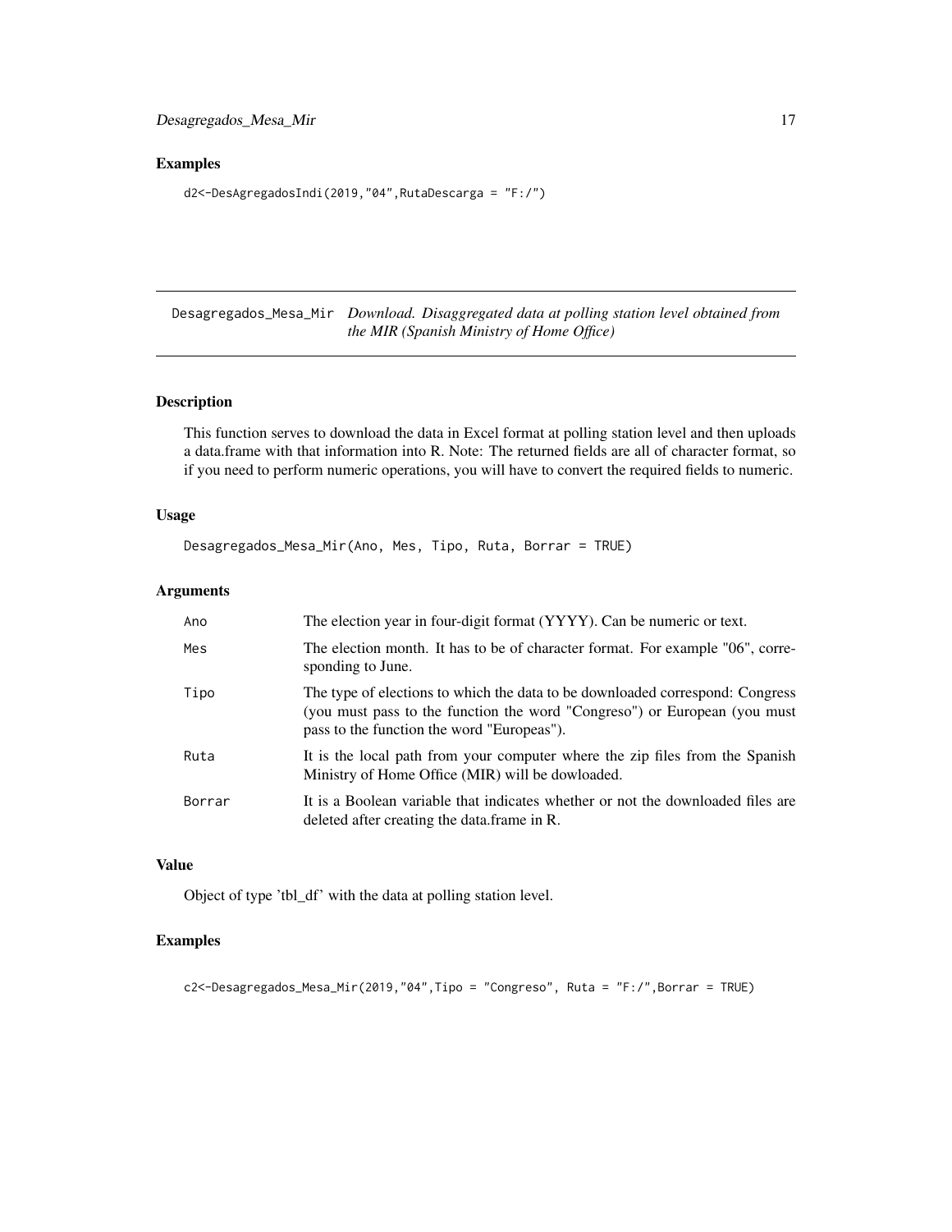## Examples

```
d2<-DesAgregadosIndi(2019,"04",RutaDescarga = "F:/")
```

---

# Desagregados_Mesa_Mir

*Download. Disaggregated data at polling station level obtained from the MIR (Spanish Ministry of Home Office)*

## Description

This function serves to download the data in Excel format at polling station level and then uploads a data.frame with that information into R. Note: The returned fields are all of character format, so if you need to perform numeric operations, you will have to convert the required fields to numeric.

## Usage

```
Desagregados_Mesa_Mir(Ano, Mes, Tipo, Ruta, Borrar = TRUE)
```

## Arguments

| | |
|---|---|
| Ano | The election year in four-digit format (YYYY). Can be numeric or text. |
| Mes | The election month. It has to be of character format. For example "06", corresponding to June. |
| Tipo | The type of elections to which the data to be downloaded correspond: Congress (you must pass to the function the word "Congreso") or European (you must pass to the function the word "Europeas"). |
| Ruta | It is the local path from your computer where the zip files from the Spanish Ministry of Home Office (MIR) will be dowloaded. |
| Borrar | It is a Boolean variable that indicates whether or not the downloaded files are deleted after creating the data.frame in R. |

## Value

Object of type 'tbl_df' with the data at polling station level.

## Examples

```
c2<-Desagregados_Mesa_Mir(2019,"04",Tipo = "Congreso", Ruta = "F:/",Borrar = TRUE)
```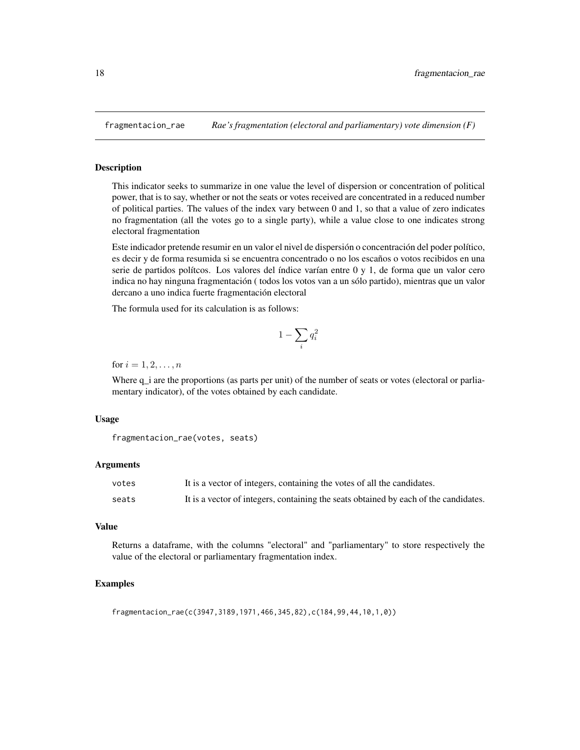`fragmentacion_rae` *Rae's fragmentation (electoral and parliamentary) vote dimension (F)*

### Description

This indicator seeks to summarize in one value the level of dispersion or concentration of political power, that is to say, whether or not the seats or votes received are concentrated in a reduced number of political parties. The values of the index vary between 0 and 1, so that a value of zero indicates no fragmentation (all the votes go to a single party), while a value close to one indicates strong electoral fragmentation

Este indicador pretende resumir en un valor el nivel de dispersión o concentración del poder político, es decir y de forma resumida si se encuentra concentrado o no los escaños o votos recibidos en una serie de partidos polítcos. Los valores del índice varían entre 0 y 1, de forma que un valor cero indica no hay ninguna fragmentación ( todos los votos van a un sólo partido), mientras que un valor dercano a uno indica fuerte fragmentación electoral

The formula used for its calculation is as follows:

$$1 - \sum_i q_i^2$$

for $i = 1, 2, \ldots, n$

Where q_i are the proportions (as parts per unit) of the number of seats or votes (electoral or parliamentary indicator), of the votes obtained by each candidate.

### Usage

```
fragmentacion_rae(votes, seats)
```

### Arguments

| | |
|---|---|
| votes | It is a vector of integers, containing the votes of all the candidates. |
| seats | It is a vector of integers, containing the seats obtained by each of the candidates. |

### Value

Returns a dataframe, with the columns "electoral" and "parliamentary" to store respectively the value of the electoral or parliamentary fragmentation index.

### Examples

```
fragmentacion_rae(c(3947,3189,1971,466,345,82),c(184,99,44,10,1,0))
```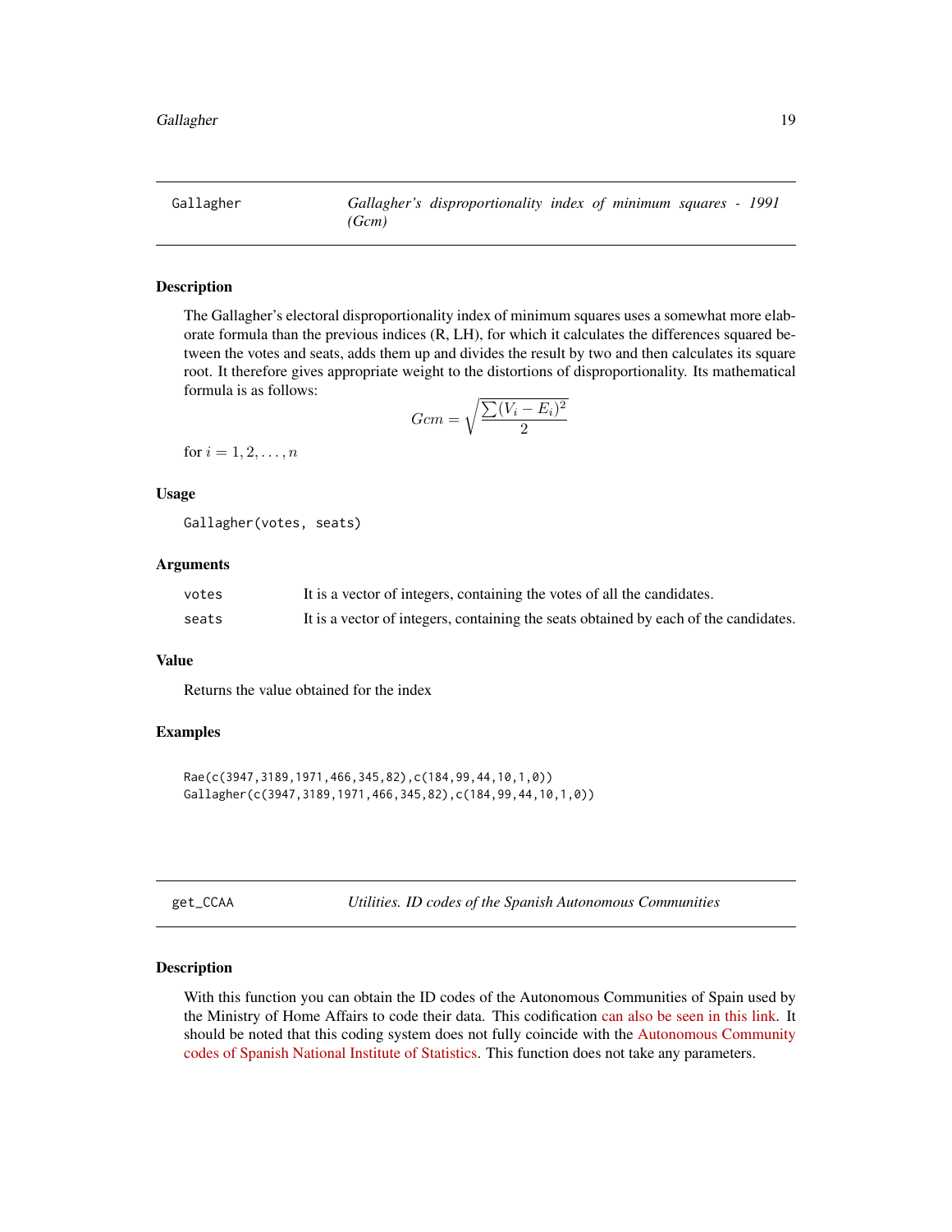## Gallagher — *Gallagher's disproportionality index of minimum squares - 1991 (Gcm)*

### Description

The Gallagher's electoral disproportionality index of minimum squares uses a somewhat more elaborate formula than the previous indices (R, LH), for which it calculates the differences squared between the votes and seats, adds them up and divides the result by two and then calculates its square root. It therefore gives appropriate weight to the distortions of disproportionality. Its mathematical formula is as follows:

$$Gcm = \sqrt{\frac{\sum (V_i - E_i)^2}{2}}$$

for $i = 1, 2, \ldots, n$

### Usage

```
Gallagher(votes, seats)
```

### Arguments

| | |
|---|---|
| votes | It is a vector of integers, containing the votes of all the candidates. |
| seats | It is a vector of integers, containing the seats obtained by each of the candidates. |

### Value

Returns the value obtained for the index

### Examples

```
Rae(c(3947,3189,1971,466,345,82),c(184,99,44,10,1,0))
Gallagher(c(3947,3189,1971,466,345,82),c(184,99,44,10,1,0))
```

## get_CCAA — *Utilities. ID codes of the Spanish Autonomous Communities*

### Description

With this function you can obtain the ID codes of the Autonomous Communities of Spain used by the Ministry of Home Affairs to code their data. This codification can also be seen in this link. It should be noted that this coding system does not fully coincide with the Autonomous Community codes of Spanish National Institute of Statistics. This function does not take any parameters.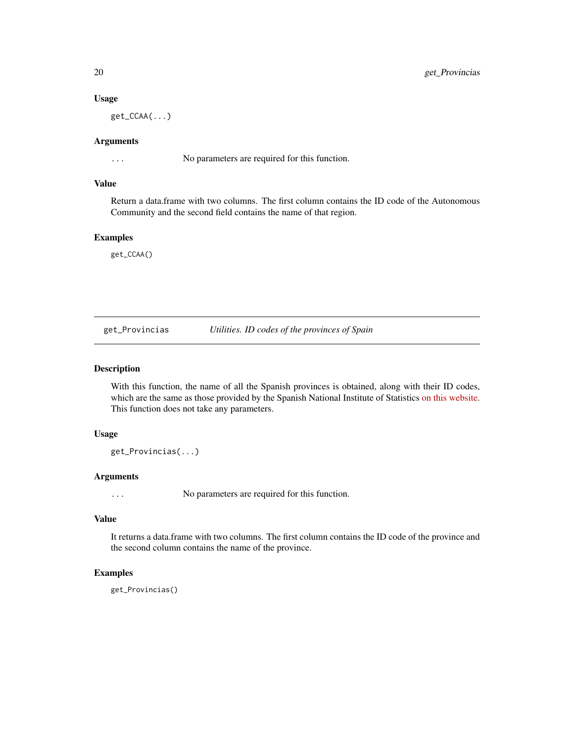### Usage

```
get_CCAA(...)
```

### Arguments

| | |
|---|---|
| ... | No parameters are required for this function. |

### Value

Return a data.frame with two columns. The first column contains the ID code of the Autonomous Community and the second field contains the name of that region.

### Examples

```
get_CCAA()
```

---

## get_Provincias — *Utilities. ID codes of the provinces of Spain*

### Description

With this function, the name of all the Spanish provinces is obtained, along with their ID codes, which are the same as those provided by the Spanish National Institute of Statistics on this website. This function does not take any parameters.

### Usage

```
get_Provincias(...)
```

### Arguments

| | |
|---|---|
| ... | No parameters are required for this function. |

### Value

It returns a data.frame with two columns. The first column contains the ID code of the province and the second column contains the name of the province.

### Examples

```
get_Provincias()
```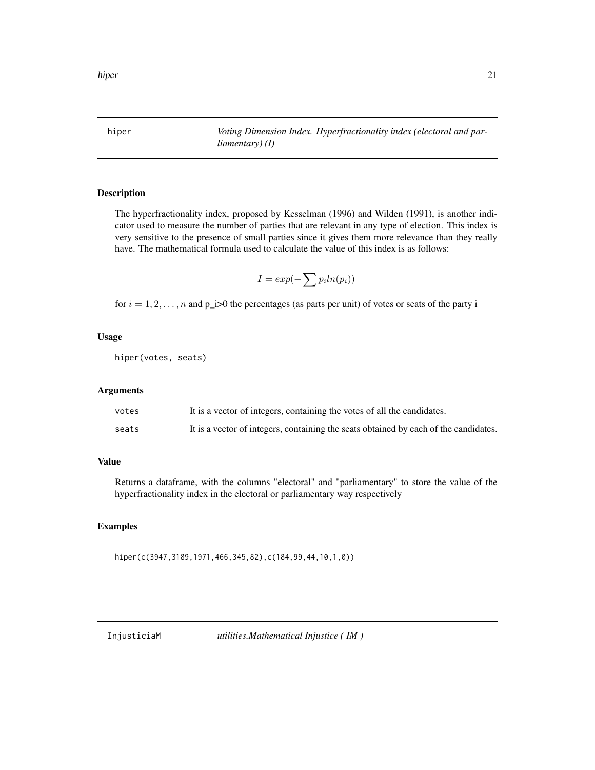## hiper — *Voting Dimension Index. Hyperfractionality index (electoral and parliamentary) (I)*

### Description

The hyperfractionality index, proposed by Kesselman (1996) and Wilden (1991), is another indicator used to measure the number of parties that are relevant in any type of election. This index is very sensitive to the presence of small parties since it gives them more relevance than they really have. The mathematical formula used to calculate the value of this index is as follows:

$$I = exp(-\sum p_i ln(p_i))$$

for $i = 1, 2, \ldots, n$ and p_i>0 the percentages (as parts per unit) of votes or seats of the party i

### Usage

```
hiper(votes, seats)
```

### Arguments

| | |
|---|---|
| votes | It is a vector of integers, containing the votes of all the candidates. |
| seats | It is a vector of integers, containing the seats obtained by each of the candidates. |

### Value

Returns a dataframe, with the columns "electoral" and "parliamentary" to store the value of the hyperfractionality index in the electoral or parliamentary way respectively

### Examples

```
hiper(c(3947,3189,1971,466,345,82),c(184,99,44,10,1,0))
```

## InjusticiaM — *utilities.Mathematical Injustice ( IM )*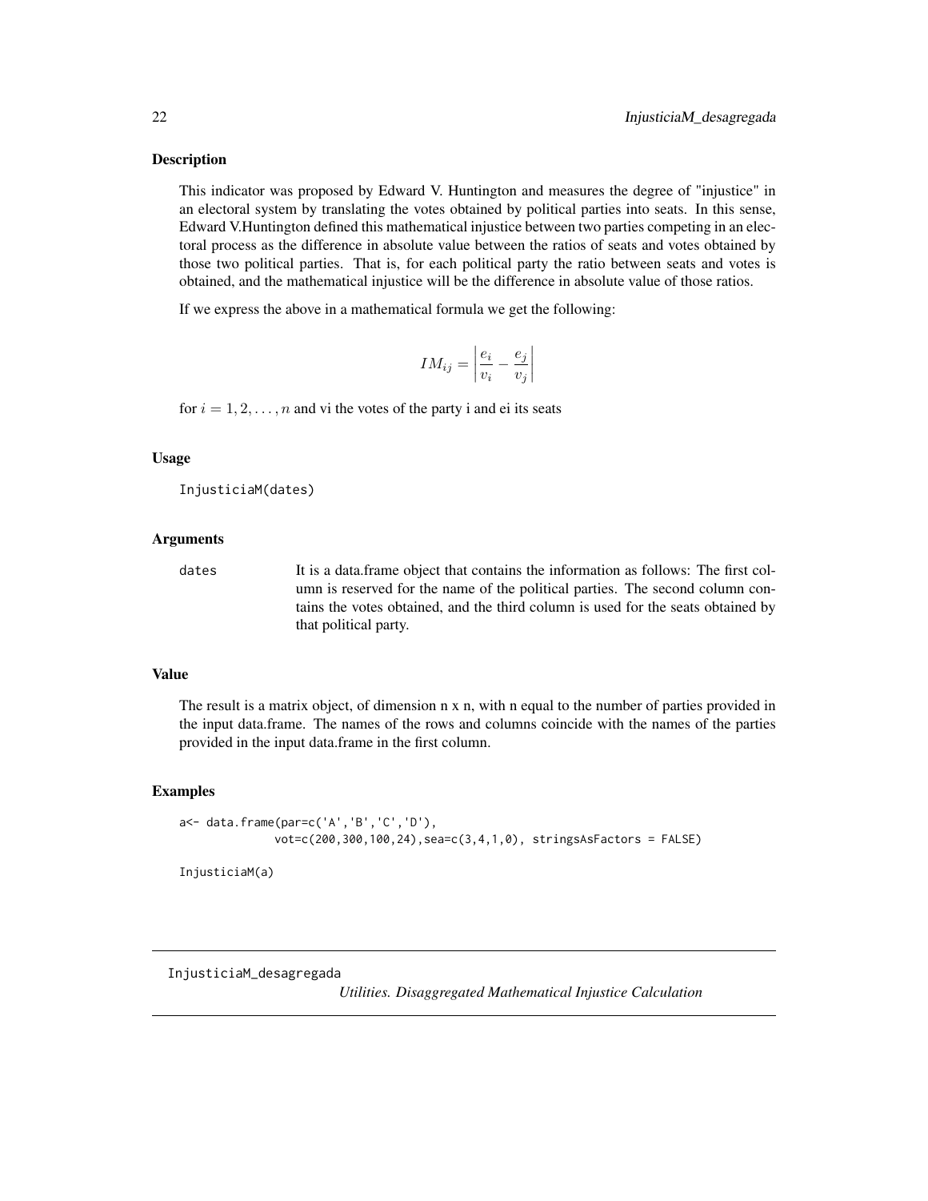### Description

This indicator was proposed by Edward V. Huntington and measures the degree of "injustice" in an electoral system by translating the votes obtained by political parties into seats. In this sense, Edward V.Huntington defined this mathematical injustice between two parties competing in an electoral process as the difference in absolute value between the ratios of seats and votes obtained by those two political parties. That is, for each political party the ratio between seats and votes is obtained, and the mathematical injustice will be the difference in absolute value of those ratios.

If we express the above in a mathematical formula we get the following:

$$IM_{ij} = \left| \frac{e_i}{v_i} - \frac{e_j}{v_j} \right|$$

for $i = 1, 2, \ldots, n$ and vi the votes of the party i and ei its seats

### Usage

```
InjusticiaM(dates)
```

### Arguments

| | |
|---|---|
| dates | It is a data.frame object that contains the information as follows: The first column is reserved for the name of the political parties. The second column contains the votes obtained, and the third column is used for the seats obtained by that political party. |

### Value

The result is a matrix object, of dimension n x n, with n equal to the number of parties provided in the input data.frame. The names of the rows and columns coincide with the names of the parties provided in the input data.frame in the first column.

### Examples

```
a<- data.frame(par=c('A','B','C','D'),
              vot=c(200,300,100,24),sea=c(3,4,1,0), stringsAsFactors = FALSE)

InjusticiaM(a)
```

---

## InjusticiaM_desagregada    *Utilities. Disaggregated Mathematical Injustice Calculation*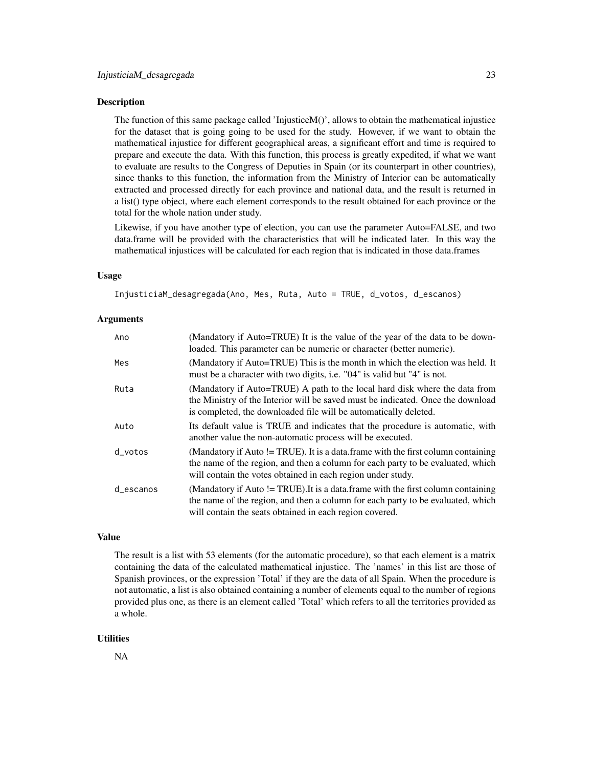### Description

The function of this same package called 'InjusticeM()', allows to obtain the mathematical injustice for the dataset that is going going to be used for the study. However, if we want to obtain the mathematical injustice for different geographical areas, a significant effort and time is required to prepare and execute the data. With this function, this process is greatly expedited, if what we want to evaluate are results to the Congress of Deputies in Spain (or its counterpart in other countries), since thanks to this function, the information from the Ministry of Interior can be automatically extracted and processed directly for each province and national data, and the result is returned in a list() type object, where each element corresponds to the result obtained for each province or the total for the whole nation under study.

Likewise, if you have another type of election, you can use the parameter Auto=FALSE, and two data.frame will be provided with the characteristics that will be indicated later. In this way the mathematical injustices will be calculated for each region that is indicated in those data.frames

### Usage

```
InjusticiaM_desagregada(Ano, Mes, Ruta, Auto = TRUE, d_votos, d_escanos)
```

### Arguments

| | |
|---|---|
| Ano | (Mandatory if Auto=TRUE) It is the value of the year of the data to be downloaded. This parameter can be numeric or character (better numeric). |
| Mes | (Mandatory if Auto=TRUE) This is the month in which the election was held. It must be a character with two digits, i.e. "04" is valid but "4" is not. |
| Ruta | (Mandatory if Auto=TRUE) A path to the local hard disk where the data from the Ministry of the Interior will be saved must be indicated. Once the download is completed, the downloaded file will be automatically deleted. |
| Auto | Its default value is TRUE and indicates that the procedure is automatic, with another value the non-automatic process will be executed. |
| d_votos | (Mandatory if Auto != TRUE). It is a data.frame with the first column containing the name of the region, and then a column for each party to be evaluated, which will contain the votes obtained in each region under study. |
| d_escanos | (Mandatory if Auto != TRUE).It is a data.frame with the first column containing the name of the region, and then a column for each party to be evaluated, which will contain the seats obtained in each region covered. |

### Value

The result is a list with 53 elements (for the automatic procedure), so that each element is a matrix containing the data of the calculated mathematical injustice. The 'names' in this list are those of Spanish provinces, or the expression 'Total' if they are the data of all Spain. When the procedure is not automatic, a list is also obtained containing a number of elements equal to the number of regions provided plus one, as there is an element called 'Total' which refers to all the territories provided as a whole.

### Utilities

NA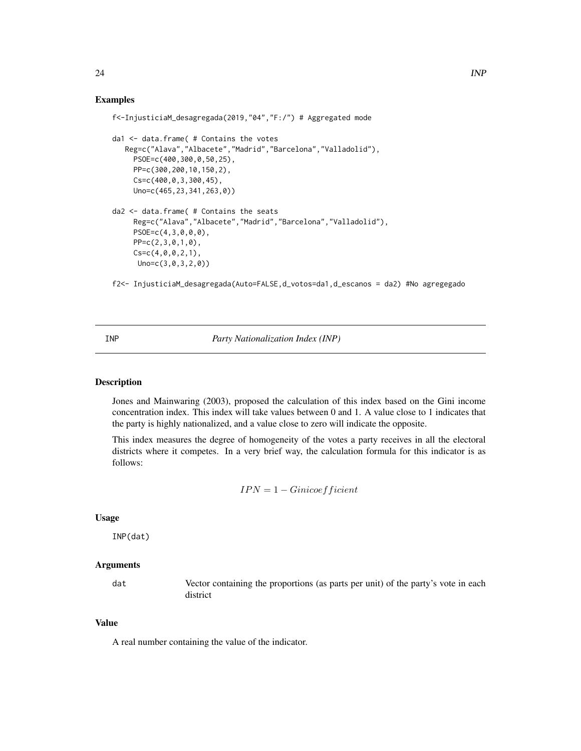## Examples

```
f<-InjusticiaM_desagregada(2019,"04","F:/") # Aggregated mode

da1 <- data.frame( # Contains the votes
   Reg=c("Alava","Albacete","Madrid","Barcelona","Valladolid"),
     PSOE=c(400,300,0,50,25),
     PP=c(300,200,10,150,2),
     Cs=c(400,0,3,300,45),
     Uno=c(465,23,341,263,0))

da2 <- data.frame( # Contains the seats
     Reg=c("Alava","Albacete","Madrid","Barcelona","Valladolid"),
     PSOE=c(4,3,0,0,0),
     PP=c(2,3,0,1,0),
     Cs=c(4,0,0,2,1),
      Uno=c(3,0,3,2,0))

f2<- InjusticiaM_desagregada(Auto=FALSE,d_votos=da1,d_escanos = da2) #No agregegado
```

---

INP &emsp;&emsp;&emsp; *Party Nationalization Index (INP)*

---

## Description

Jones and Mainwaring (2003), proposed the calculation of this index based on the Gini income concentration index. This index will take values between 0 and 1. A value close to 1 indicates that the party is highly nationalized, and a value close to zero will indicate the opposite.

This index measures the degree of homogeneity of the votes a party receives in all the electoral districts where it competes. In a very brief way, the calculation formula for this indicator is as follows:

$$IPN = 1 - Ginicoefficient$$

## Usage

```
INP(dat)
```

## Arguments

| | |
|---|---|
| dat | Vector containing the proportions (as parts per unit) of the party's vote in each district |

## Value

A real number containing the value of the indicator.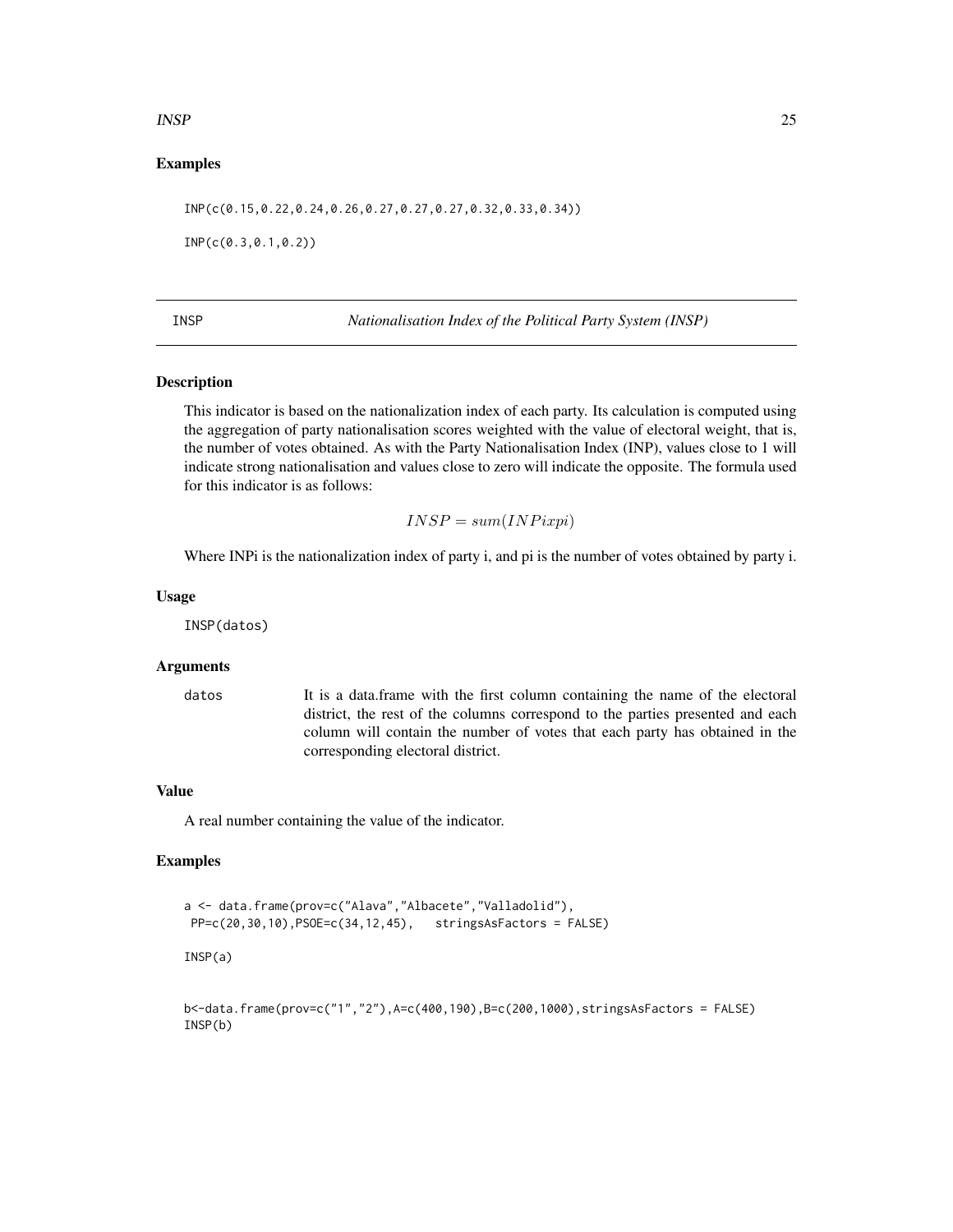### Examples

```
INP(c(0.15,0.22,0.24,0.26,0.27,0.27,0.27,0.32,0.33,0.34))

INP(c(0.3,0.1,0.2))
```

## INSP — *Nationalisation Index of the Political Party System (INSP)*

### Description

This indicator is based on the nationalization index of each party. Its calculation is computed using the aggregation of party nationalisation scores weighted with the value of electoral weight, that is, the number of votes obtained. As with the Party Nationalisation Index (INP), values close to 1 will indicate strong nationalisation and values close to zero will indicate the opposite. The formula used for this indicator is as follows:

$$INSP = sum(INPixpi)$$

Where INPi is the nationalization index of party i, and pi is the number of votes obtained by party i.

### Usage

```
INSP(datos)
```

### Arguments

| | |
|---|---|
| `datos` | It is a data.frame with the first column containing the name of the electoral district, the rest of the columns correspond to the parties presented and each column will contain the number of votes that each party has obtained in the corresponding electoral district. |

### Value

A real number containing the value of the indicator.

### Examples

```
a <- data.frame(prov=c("Alava","Albacete","Valladolid"),
 PP=c(20,30,10),PSOE=c(34,12,45),   stringsAsFactors = FALSE)

INSP(a)


b<-data.frame(prov=c("1","2"),A=c(400,190),B=c(200,1000),stringsAsFactors = FALSE)
INSP(b)
```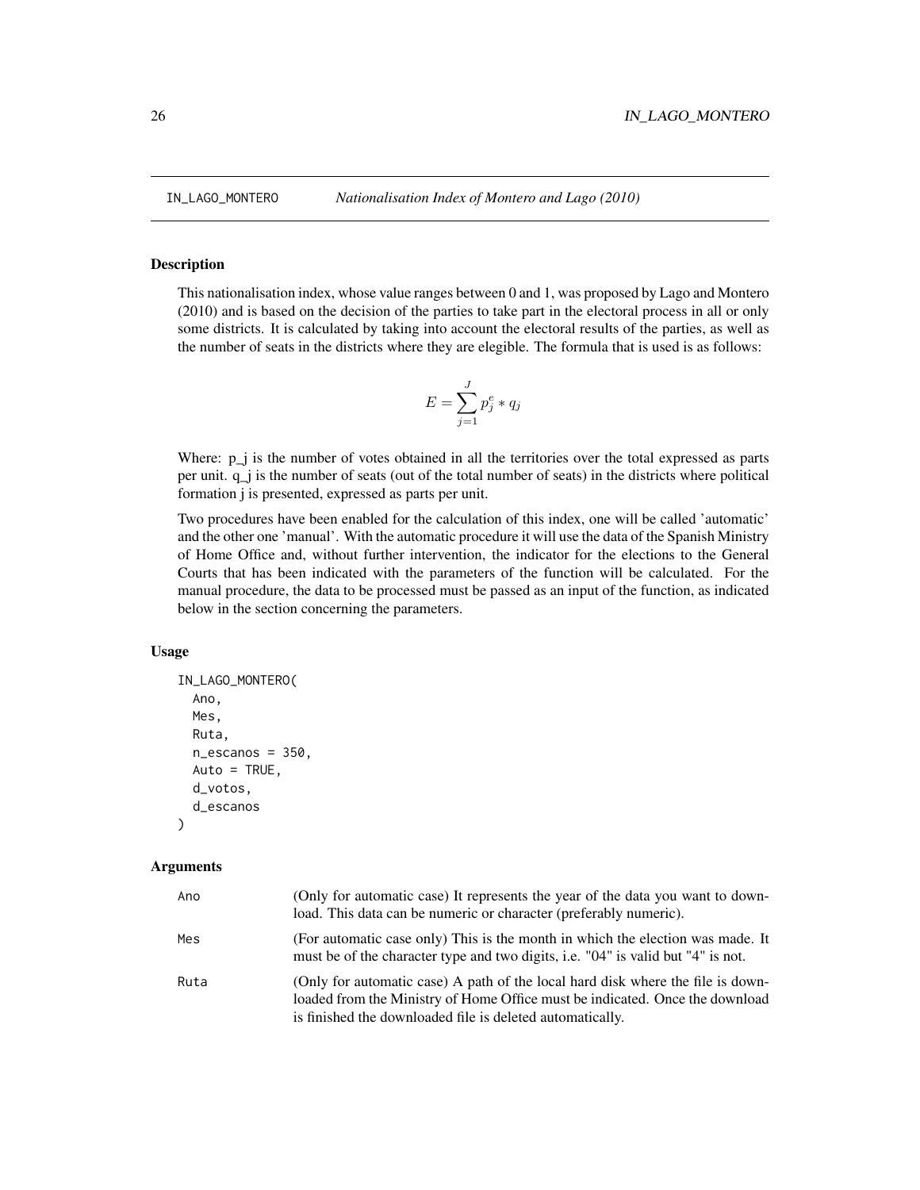## IN_LAGO_MONTERO — *Nationalisation Index of Montero and Lago (2010)*

### Description

This nationalisation index, whose value ranges between 0 and 1, was proposed by Lago and Montero (2010) and is based on the decision of the parties to take part in the electoral process in all or only some districts. It is calculated by taking into account the electoral results of the parties, as well as the number of seats in the districts where they are elegible. The formula that is used is as follows:

$$E = \sum_{j=1}^{J} p_j^e * q_j$$

Where: p_j is the number of votes obtained in all the territories over the total expressed as parts per unit. q_j is the number of seats (out of the total number of seats) in the districts where political formation j is presented, expressed as parts per unit.

Two procedures have been enabled for the calculation of this index, one will be called 'automatic' and the other one 'manual'. With the automatic procedure it will use the data of the Spanish Ministry of Home Office and, without further intervention, the indicator for the elections to the General Courts that has been indicated with the parameters of the function will be calculated. For the manual procedure, the data to be processed must be passed as an input of the function, as indicated below in the section concerning the parameters.

### Usage

```
IN_LAGO_MONTERO(
  Ano,
  Mes,
  Ruta,
  n_escanos = 350,
  Auto = TRUE,
  d_votos,
  d_escanos
)
```

### Arguments

| | |
|---|---|
| Ano | (Only for automatic case) It represents the year of the data you want to download. This data can be numeric or character (preferably numeric). |
| Mes | (For automatic case only) This is the month in which the election was made. It must be of the character type and two digits, i.e. "04" is valid but "4" is not. |
| Ruta | (Only for automatic case) A path of the local hard disk where the file is downloaded from the Ministry of Home Office must be indicated. Once the download is finished the downloaded file is deleted automatically. |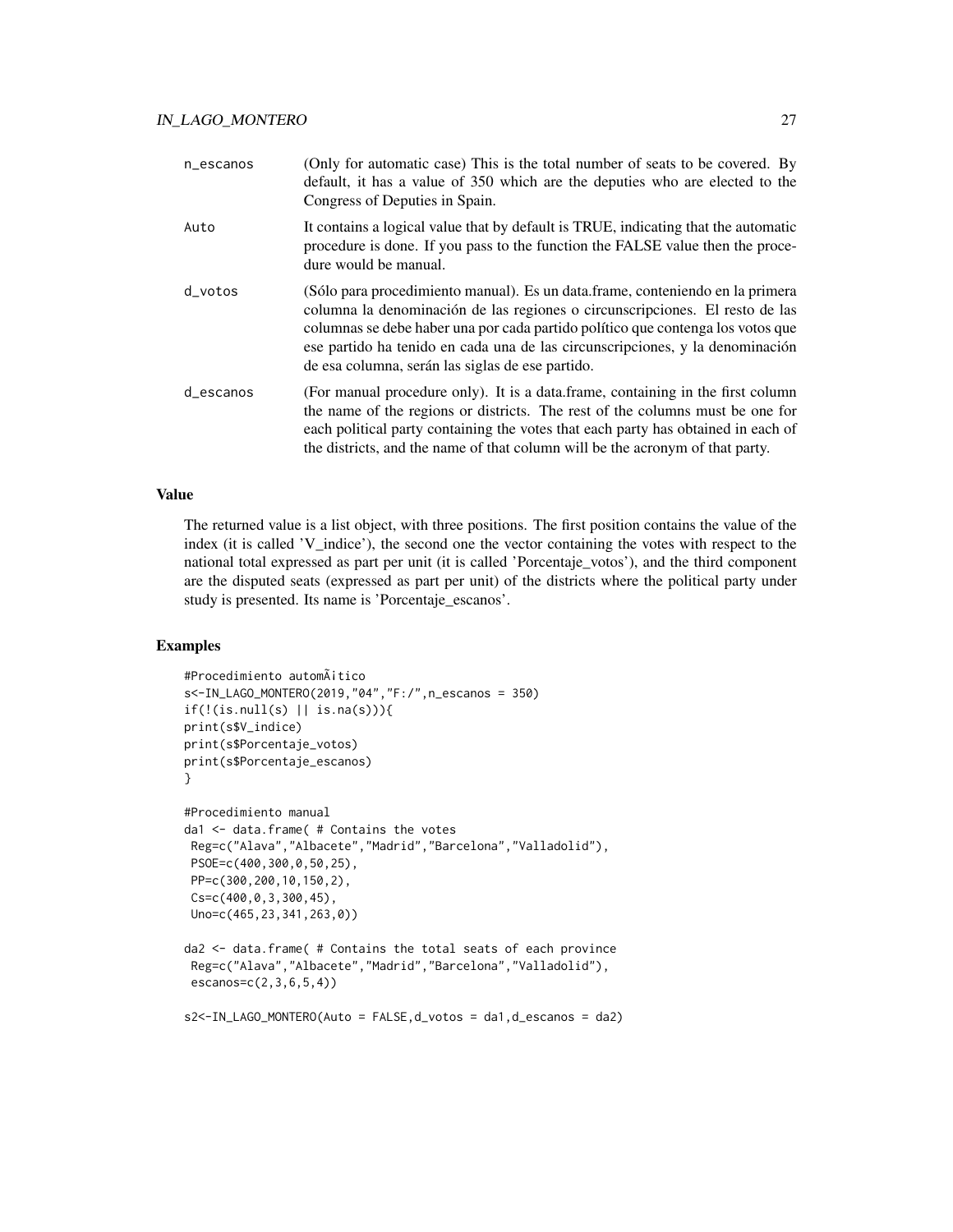n_escanos
: (Only for automatic case) This is the total number of seats to be covered. By default, it has a value of 350 which are the deputies who are elected to the Congress of Deputies in Spain.

Auto
: It contains a logical value that by default is TRUE, indicating that the automatic procedure is done. If you pass to the function the FALSE value then the procedure would be manual.

d_votos
: (Sólo para procedimiento manual). Es un data.frame, conteniendo en la primera columna la denominación de las regiones o circunscripciones. El resto de las columnas se debe haber una por cada partido político que contenga los votos que ese partido ha tenido en cada una de las circunscripciones, y la denominación de esa columna, serán las siglas de ese partido.

d_escanos
: (For manual procedure only). It is a data.frame, containing in the first column the name of the regions or districts. The rest of the columns must be one for each political party containing the votes that each party has obtained in each of the districts, and the name of that column will be the acronym of that party.

## Value

The returned value is a list object, with three positions. The first position contains the value of the index (it is called 'V_indice'), the second one the vector containing the votes with respect to the national total expressed as part per unit (it is called 'Porcentaje_votos'), and the third component are the disputed seats (expressed as part per unit) of the districts where the political party under study is presented. Its name is 'Porcentaje_escanos'.

## Examples

```
#Procedimiento automÃitico
s<-IN_LAGO_MONTERO(2019,"04","F:/",n_escanos = 350)
if(!(is.null(s) || is.na(s))){
print(s$V_indice)
print(s$Porcentaje_votos)
print(s$Porcentaje_escanos)
}

#Procedimiento manual
da1 <- data.frame( # Contains the votes
 Reg=c("Alava","Albacete","Madrid","Barcelona","Valladolid"),
 PSOE=c(400,300,0,50,25),
 PP=c(300,200,10,150,2),
 Cs=c(400,0,3,300,45),
 Uno=c(465,23,341,263,0))

da2 <- data.frame( # Contains the total seats of each province
 Reg=c("Alava","Albacete","Madrid","Barcelona","Valladolid"),
 escanos=c(2,3,6,5,4))

s2<-IN_LAGO_MONTERO(Auto = FALSE,d_votos = da1,d_escanos = da2)
```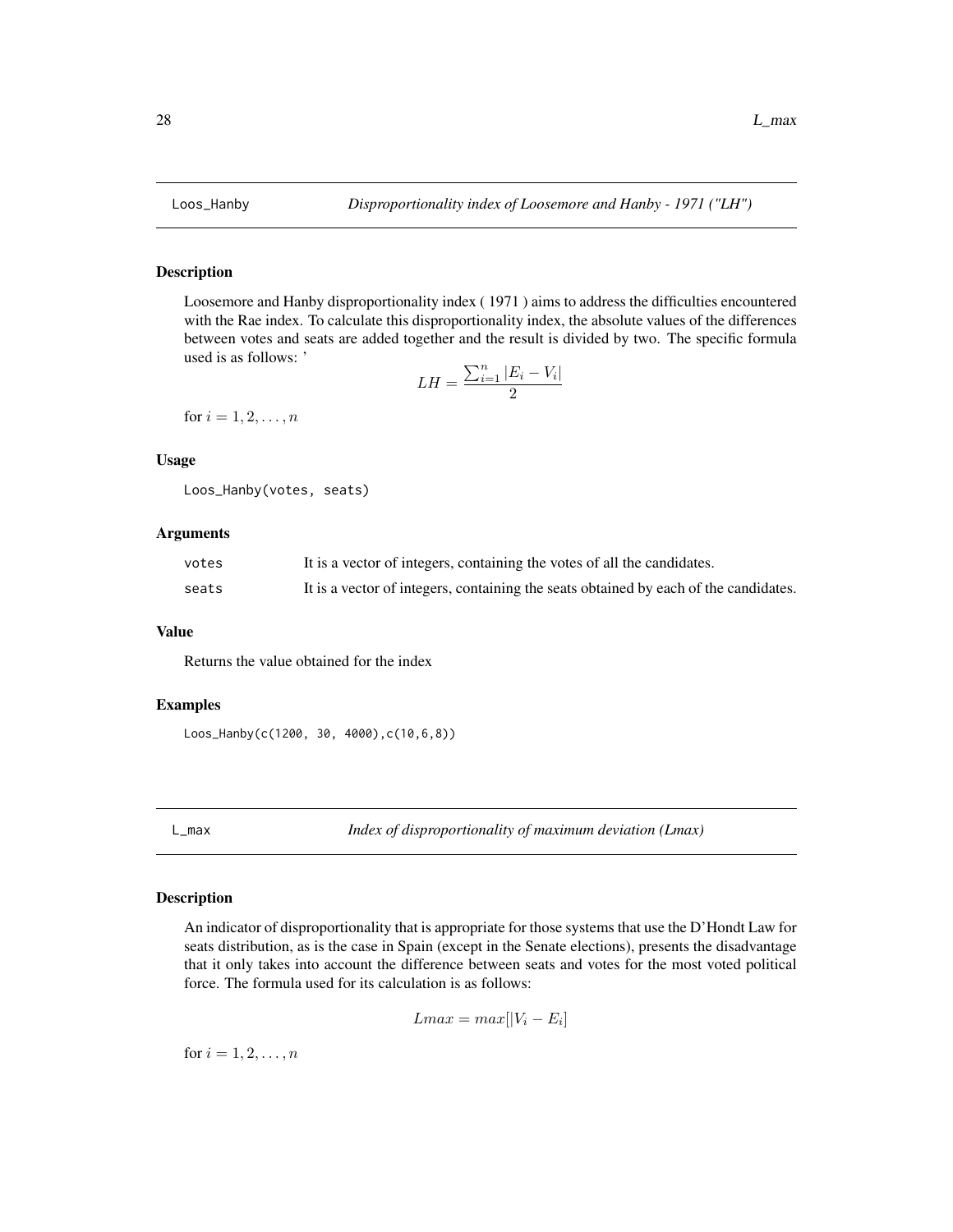## Loos_Hanby *Disproportionality index of Loosemore and Hanby - 1971 ("LH")*

### Description

Loosemore and Hanby disproportionality index ( 1971 ) aims to address the difficulties encountered with the Rae index. To calculate this disproportionality index, the absolute values of the differences between votes and seats are added together and the result is divided by two. The specific formula used is as follows: '

$$LH = \frac{\sum_{i=1}^{n} |E_i - V_i|}{2}$$

for $i = 1, 2, \ldots, n$

### Usage

```
Loos_Hanby(votes, seats)
```

### Arguments

| | |
|---|---|
| votes | It is a vector of integers, containing the votes of all the candidates. |
| seats | It is a vector of integers, containing the seats obtained by each of the candidates. |

### Value

Returns the value obtained for the index

### Examples

```
Loos_Hanby(c(1200, 30, 4000),c(10,6,8))
```

## L_max *Index of disproportionality of maximum deviation (Lmax)*

### Description

An indicator of disproportionality that is appropriate for those systems that use the D'Hondt Law for seats distribution, as is the case in Spain (except in the Senate elections), presents the disadvantage that it only takes into account the difference between seats and votes for the most voted political force. The formula used for its calculation is as follows:

$$Lmax = max[|V_i - E_i]$$

for $i = 1, 2, \ldots, n$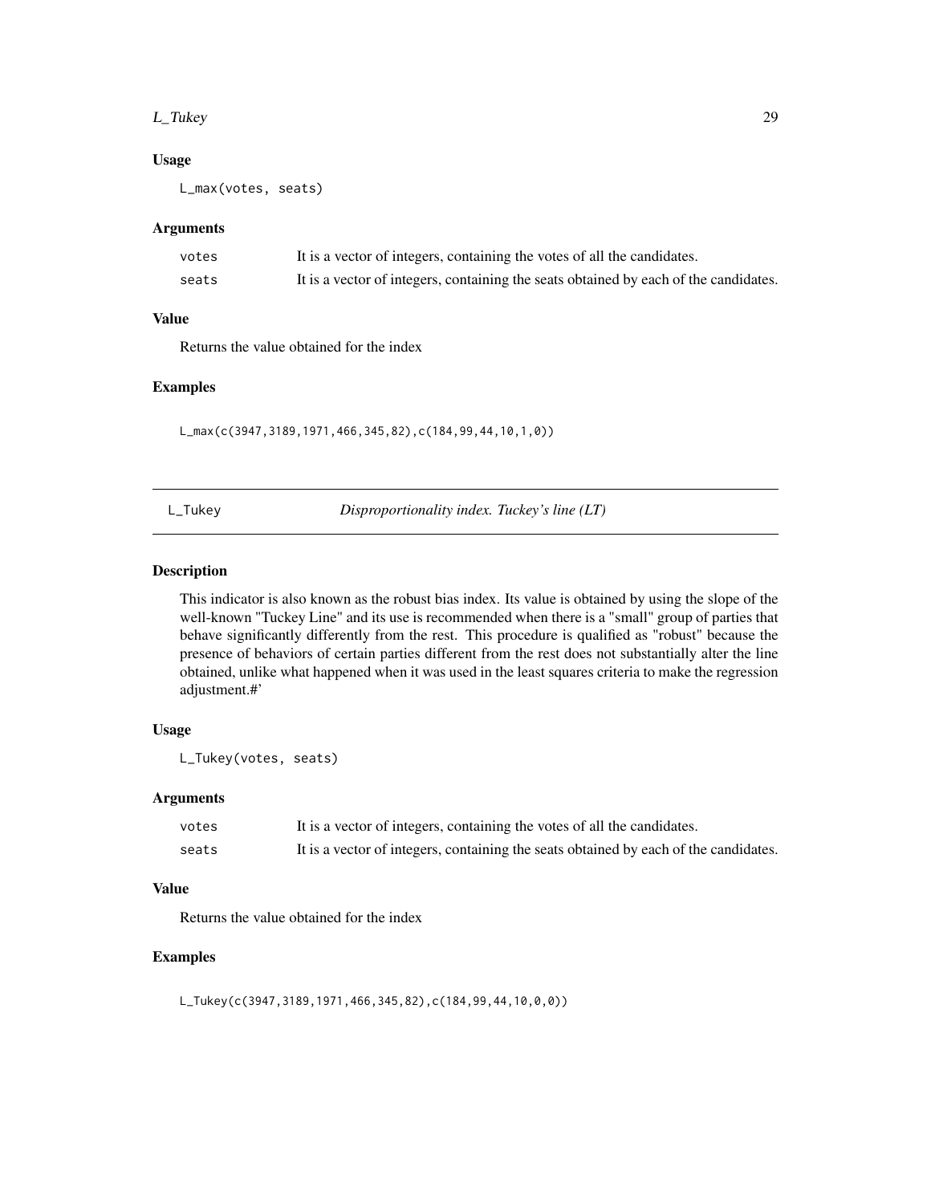### Usage

```
L_max(votes, seats)
```

### Arguments

| | |
|---|---|
| votes | It is a vector of integers, containing the votes of all the candidates. |
| seats | It is a vector of integers, containing the seats obtained by each of the candidates. |

### Value

Returns the value obtained for the index

### Examples

```
L_max(c(3947,3189,1971,466,345,82),c(184,99,44,10,1,0))
```

---

## L_Tukey *Disproportionality index. Tuckey's line (LT)*

---

### Description

This indicator is also known as the robust bias index. Its value is obtained by using the slope of the well-known "Tuckey Line" and its use is recommended when there is a "small" group of parties that behave significantly differently from the rest. This procedure is qualified as "robust" because the presence of behaviors of certain parties different from the rest does not substantially alter the line obtained, unlike what happened when it was used in the least squares criteria to make the regression adjustment.#'

### Usage

```
L_Tukey(votes, seats)
```

### Arguments

| | |
|---|---|
| votes | It is a vector of integers, containing the votes of all the candidates. |
| seats | It is a vector of integers, containing the seats obtained by each of the candidates. |

### Value

Returns the value obtained for the index

### Examples

```
L_Tukey(c(3947,3189,1971,466,345,82),c(184,99,44,10,0,0))
```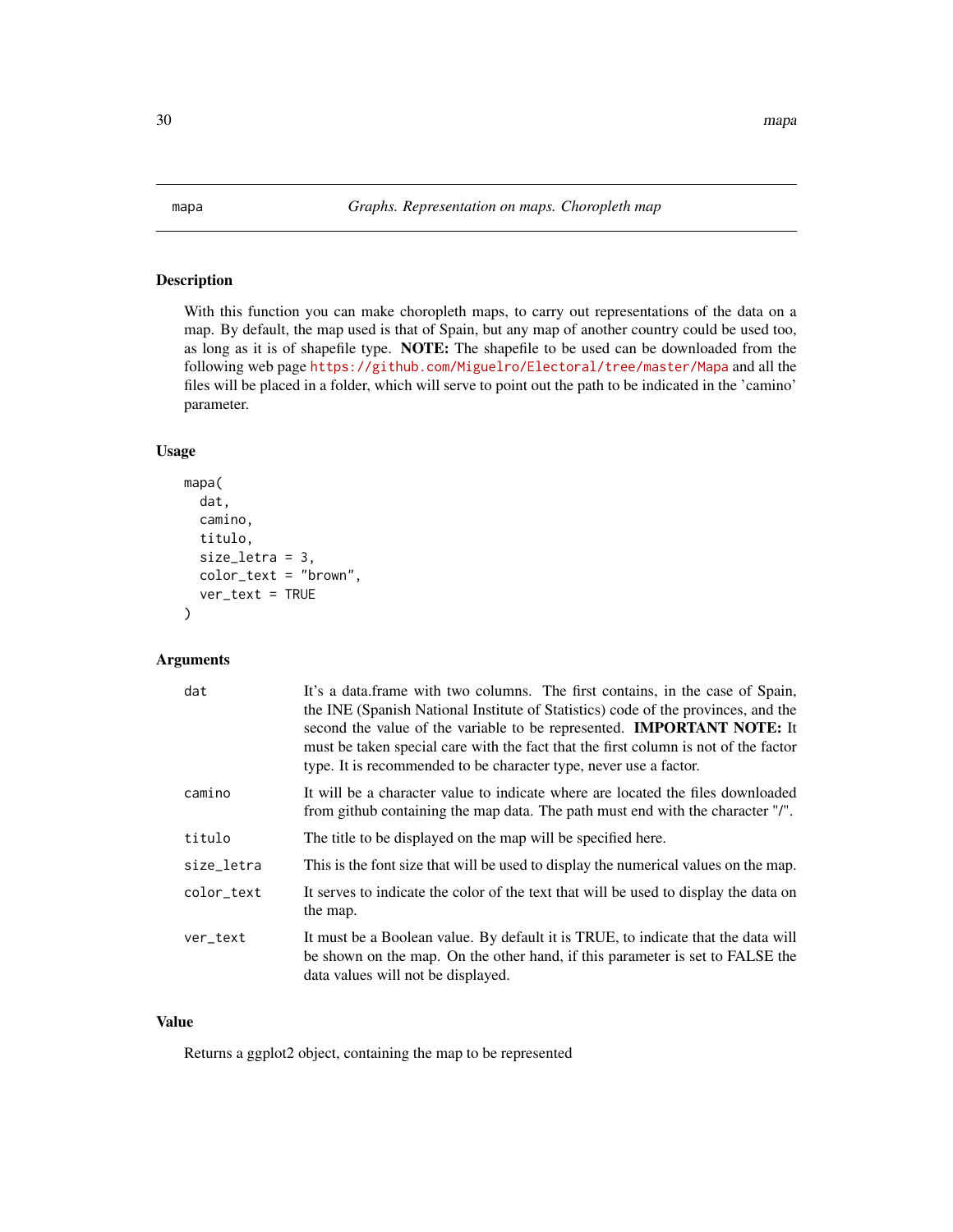## mapa — *Graphs. Representation on maps. Choropleth map*

### Description

With this function you can make choropleth maps, to carry out representations of the data on a map. By default, the map used is that of Spain, but any map of another country could be used too, as long as it is of shapefile type. **NOTE:** The shapefile to be used can be downloaded from the following web page https://github.com/Miguelro/Electoral/tree/master/Mapa and all the files will be placed in a folder, which will serve to point out the path to be indicated in the 'camino' parameter.

### Usage

```
mapa(
  dat,
  camino,
  titulo,
  size_letra = 3,
  color_text = "brown",
  ver_text = TRUE
)
```

### Arguments

| | |
|---|---|
| dat | It's a data.frame with two columns. The first contains, in the case of Spain, the INE (Spanish National Institute of Statistics) code of the provinces, and the second the value of the variable to be represented. **IMPORTANT NOTE:** It must be taken special care with the fact that the first column is not of the factor type. It is recommended to be character type, never use a factor. |
| camino | It will be a character value to indicate where are located the files downloaded from github containing the map data. The path must end with the character "/". |
| titulo | The title to be displayed on the map will be specified here. |
| size_letra | This is the font size that will be used to display the numerical values on the map. |
| color_text | It serves to indicate the color of the text that will be used to display the data on the map. |
| ver_text | It must be a Boolean value. By default it is TRUE, to indicate that the data will be shown on the map. On the other hand, if this parameter is set to FALSE the data values will not be displayed. |

### Value

Returns a ggplot2 object, containing the map to be represented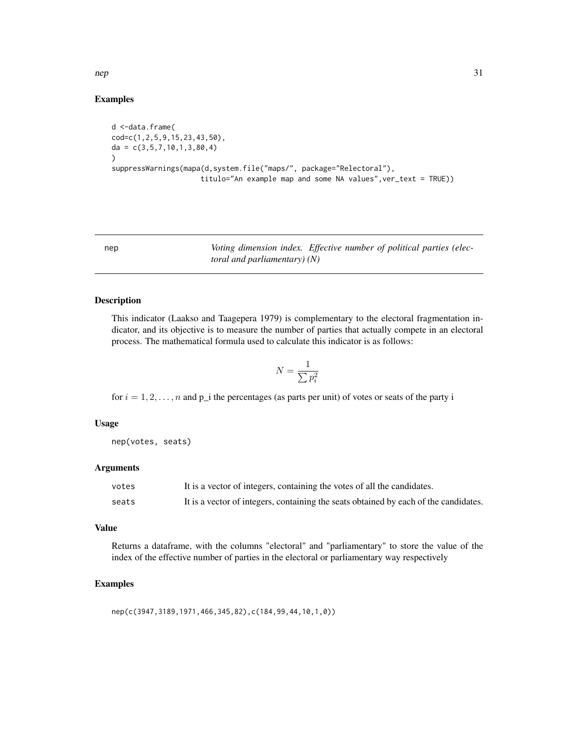## Examples

```
d <-data.frame(
cod=c(1,2,5,9,15,23,43,50),
da = c(3,5,7,10,1,3,80,4)
)
suppressWarnings(mapa(d,system.file("maps/", package="Relectoral"),
                    titulo="An example map and some NA values",ver_text = TRUE))
```

---

# nep — *Voting dimension index. Effective number of political parties (electoral and parliamentary) (N)*

---

### Description

This indicator (Laakso and Taagepera 1979) is complementary to the electoral fragmentation indicator, and its objective is to measure the number of parties that actually compete in an electoral process. The mathematical formula used to calculate this indicator is as follows:

$$N = \frac{1}{\sum p_i^2}$$

for $i = 1, 2, \ldots, n$ and p_i the percentages (as parts per unit) of votes or seats of the party i

### Usage

```
nep(votes, seats)
```

### Arguments

| | |
|---|---|
| votes | It is a vector of integers, containing the votes of all the candidates. |
| seats | It is a vector of integers, containing the seats obtained by each of the candidates. |

### Value

Returns a dataframe, with the columns "electoral" and "parliamentary" to store the value of the index of the effective number of parties in the electoral or parliamentary way respectively

### Examples

```
nep(c(3947,3189,1971,466,345,82),c(184,99,44,10,1,0))
```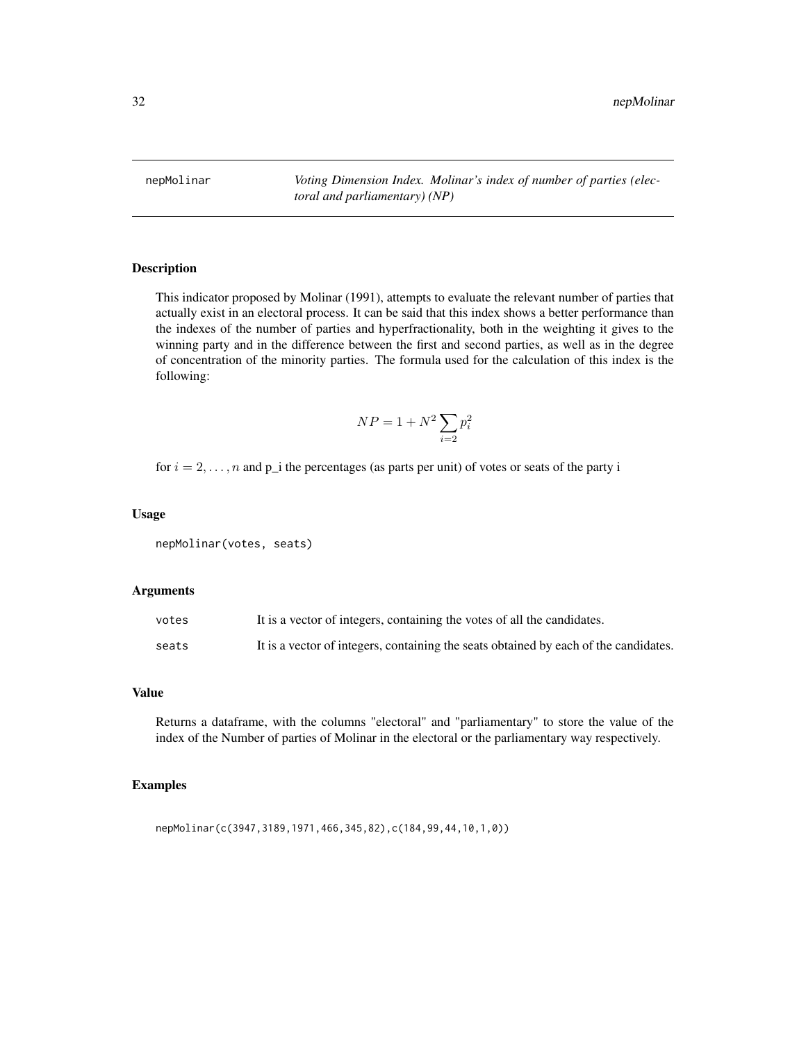## nepMolinar — *Voting Dimension Index. Molinar's index of number of parties (electoral and parliamentary) (NP)*

### Description

This indicator proposed by Molinar (1991), attempts to evaluate the relevant number of parties that actually exist in an electoral process. It can be said that this index shows a better performance than the indexes of the number of parties and hyperfractionality, both in the weighting it gives to the winning party and in the difference between the first and second parties, as well as in the degree of concentration of the minority parties. The formula used for the calculation of this index is the following:

$$NP = 1 + N^2 \sum_{i=2} p_i^2$$

for $i = 2, \ldots, n$ and p_i the percentages (as parts per unit) of votes or seats of the party i

### Usage

```
nepMolinar(votes, seats)
```

### Arguments

| | |
|---|---|
| votes | It is a vector of integers, containing the votes of all the candidates. |
| seats | It is a vector of integers, containing the seats obtained by each of the candidates. |

### Value

Returns a dataframe, with the columns "electoral" and "parliamentary" to store the value of the index of the Number of parties of Molinar in the electoral or the parliamentary way respectively.

### Examples

```
nepMolinar(c(3947,3189,1971,466,345,82),c(184,99,44,10,1,0))
```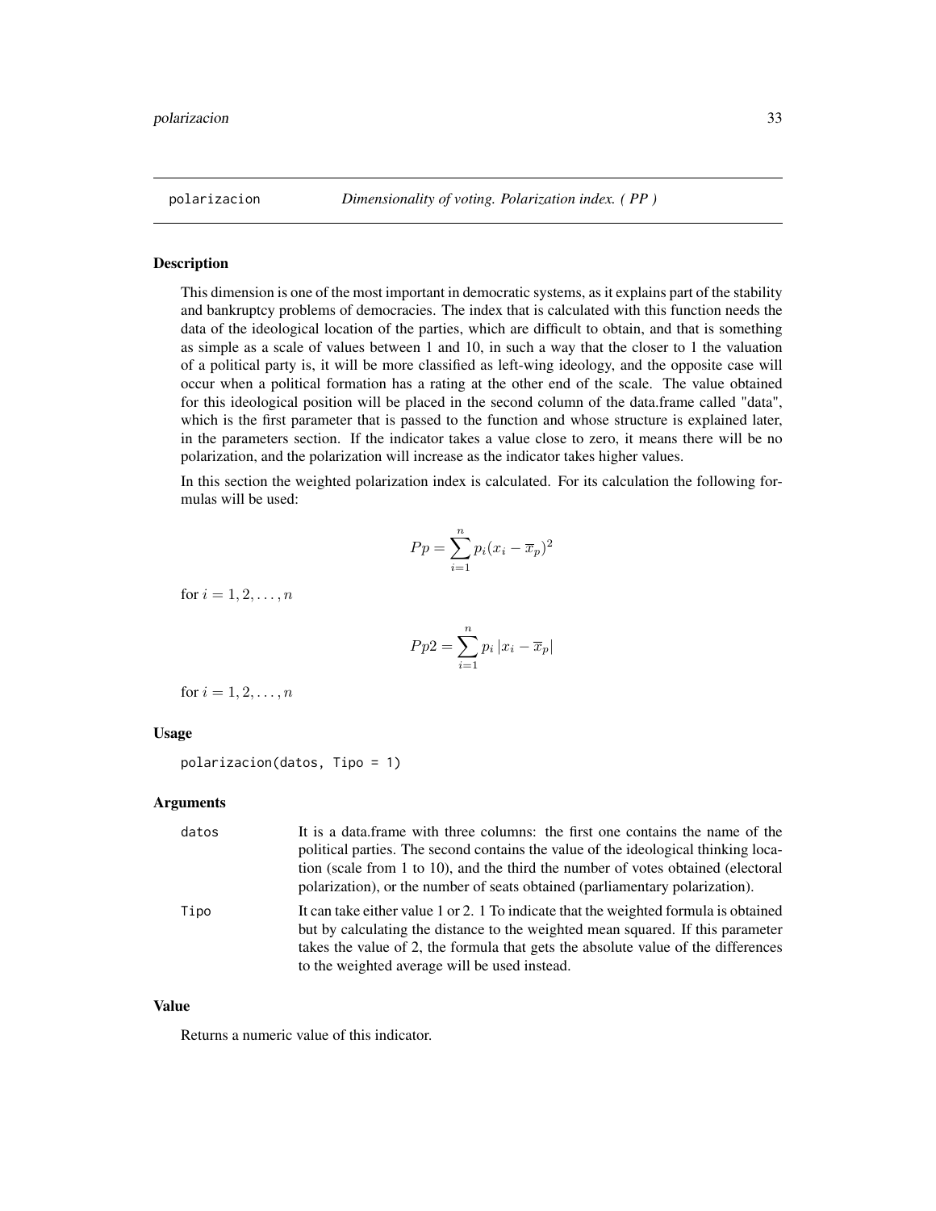## polarizacion *Dimensionality of voting. Polarization index. ( PP )*

### Description

This dimension is one of the most important in democratic systems, as it explains part of the stability and bankruptcy problems of democracies. The index that is calculated with this function needs the data of the ideological location of the parties, which are difficult to obtain, and that is something as simple as a scale of values between 1 and 10, in such a way that the closer to 1 the valuation of a political party is, it will be more classified as left-wing ideology, and the opposite case will occur when a political formation has a rating at the other end of the scale. The value obtained for this ideological position will be placed in the second column of the data.frame called "data", which is the first parameter that is passed to the function and whose structure is explained later, in the parameters section. If the indicator takes a value close to zero, it means there will be no polarization, and the polarization will increase as the indicator takes higher values.

In this section the weighted polarization index is calculated. For its calculation the following formulas will be used:

$$Pp = \sum_{i=1}^{n} p_i (x_i - \overline{x}_p)^2$$

for $i = 1, 2, \ldots, n$

$$Pp2 = \sum_{i=1}^{n} p_i \left| x_i - \overline{x}_p \right|$$

for $i = 1, 2, \ldots, n$

### Usage

```
polarizacion(datos, Tipo = 1)
```

### Arguments

| | |
|---|---|
| datos | It is a data.frame with three columns: the first one contains the name of the political parties. The second contains the value of the ideological thinking location (scale from 1 to 10), and the third the number of votes obtained (electoral polarization), or the number of seats obtained (parliamentary polarization). |
| Tipo | It can take either value 1 or 2. 1 To indicate that the weighted formula is obtained but by calculating the distance to the weighted mean squared. If this parameter takes the value of 2, the formula that gets the absolute value of the differences to the weighted average will be used instead. |

### Value

Returns a numeric value of this indicator.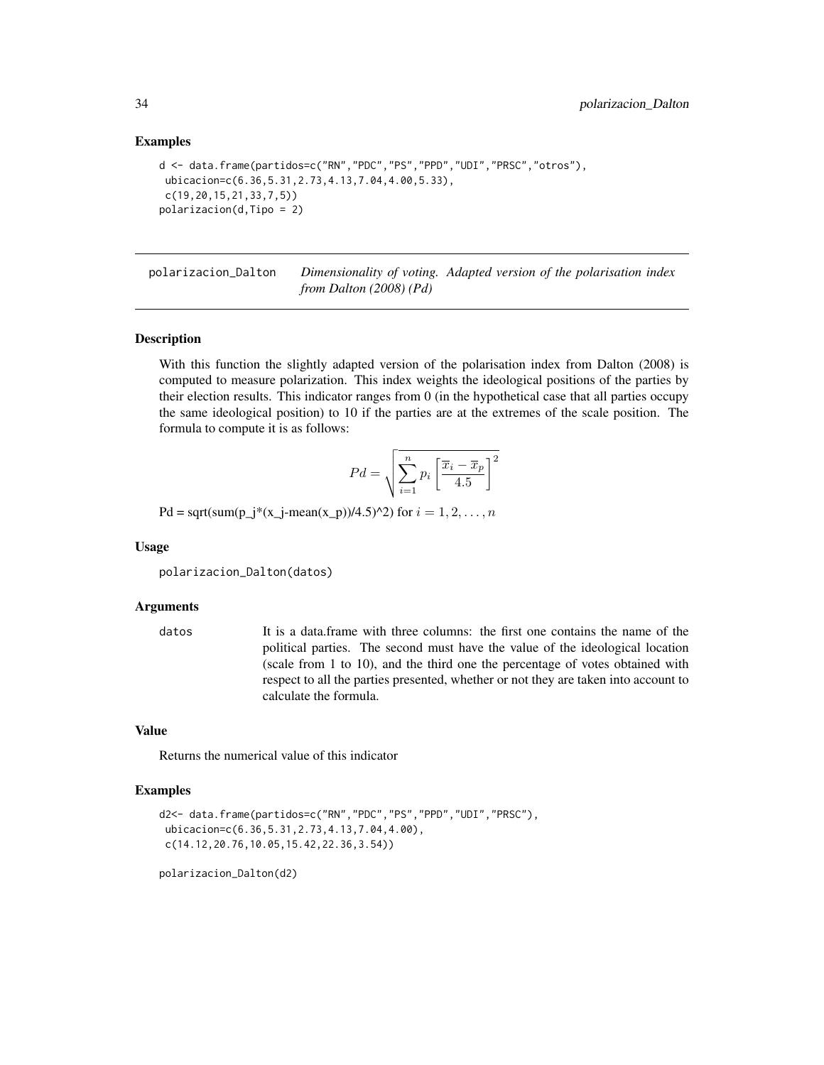## Examples

```
d <- data.frame(partidos=c("RN","PDC","PS","PPD","UDI","PRSC","otros"),
 ubicacion=c(6.36,5.31,2.73,4.13,7.04,4.00,5.33),
 c(19,20,15,21,33,7,5))
polarizacion(d,Tipo = 2)
```

---

# polarizacion_Dalton

*Dimensionality of voting. Adapted version of the polarisation index from Dalton (2008) (Pd)*

---

## Description

With this function the slightly adapted version of the polarisation index from Dalton (2008) is computed to measure polarization. This index weights the ideological positions of the parties by their election results. This indicator ranges from 0 (in the hypothetical case that all parties occupy the same ideological position) to 10 if the parties are at the extremes of the scale position. The formula to compute it is as follows:

$$Pd = \sqrt{\sum_{i=1}^{n} p_i \left[ \frac{\overline{x}_i - \overline{x}_p}{4.5} \right]^2}$$

Pd = sqrt(sum(p_j*(x_j-mean(x_p))/4.5)^2) for $i = 1, 2, \ldots, n$

## Usage

```
polarizacion_Dalton(datos)
```

## Arguments

datos — It is a data.frame with three columns: the first one contains the name of the political parties. The second must have the value of the ideological location (scale from 1 to 10), and the third one the percentage of votes obtained with respect to all the parties presented, whether or not they are taken into account to calculate the formula.

## Value

Returns the numerical value of this indicator

## Examples

```
d2<- data.frame(partidos=c("RN","PDC","PS","PPD","UDI","PRSC"),
 ubicacion=c(6.36,5.31,2.73,4.13,7.04,4.00),
 c(14.12,20.76,10.05,15.42,22.36,3.54))

polarizacion_Dalton(d2)
```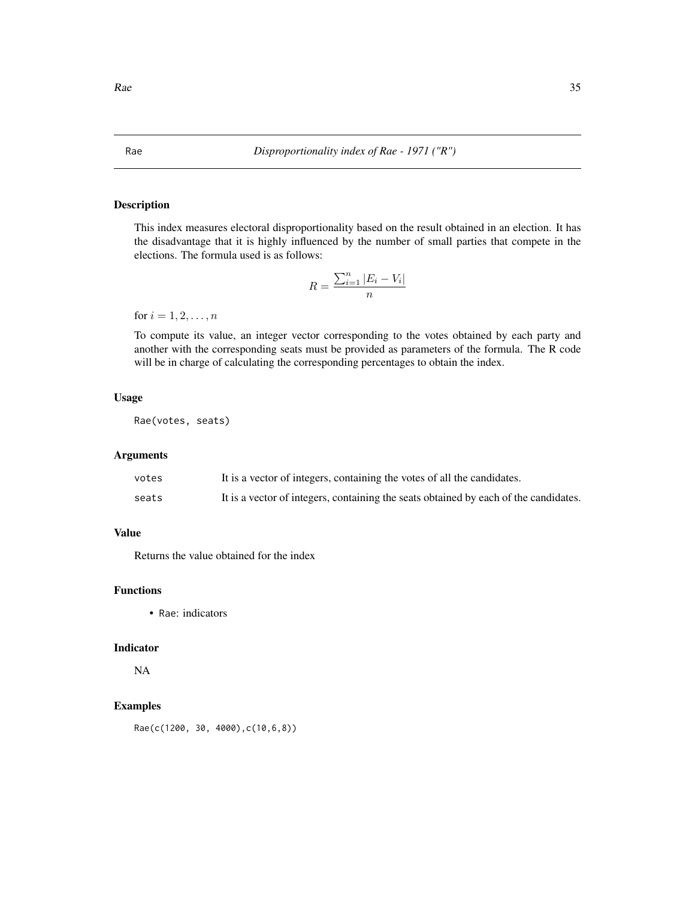## Rae — *Disproportionality index of Rae - 1971 ("R")*

### Description

This index measures electoral disproportionality based on the result obtained in an election. It has the disadvantage that it is highly influenced by the number of small parties that compete in the elections. The formula used is as follows:

$$R = \frac{\sum_{i=1}^{n} |E_i - V_i|}{n}$$

for $i = 1, 2, \ldots, n$

To compute its value, an integer vector corresponding to the votes obtained by each party and another with the corresponding seats must be provided as parameters of the formula. The R code will be in charge of calculating the corresponding percentages to obtain the index.

### Usage

```
Rae(votes, seats)
```

### Arguments

| | |
|---|---|
| `votes` | It is a vector of integers, containing the votes of all the candidates. |
| `seats` | It is a vector of integers, containing the seats obtained by each of the candidates. |

### Value

Returns the value obtained for the index

### Functions

- `Rae`: indicators

### Indicator

NA

### Examples

```
Rae(c(1200, 30, 4000),c(10,6,8))
```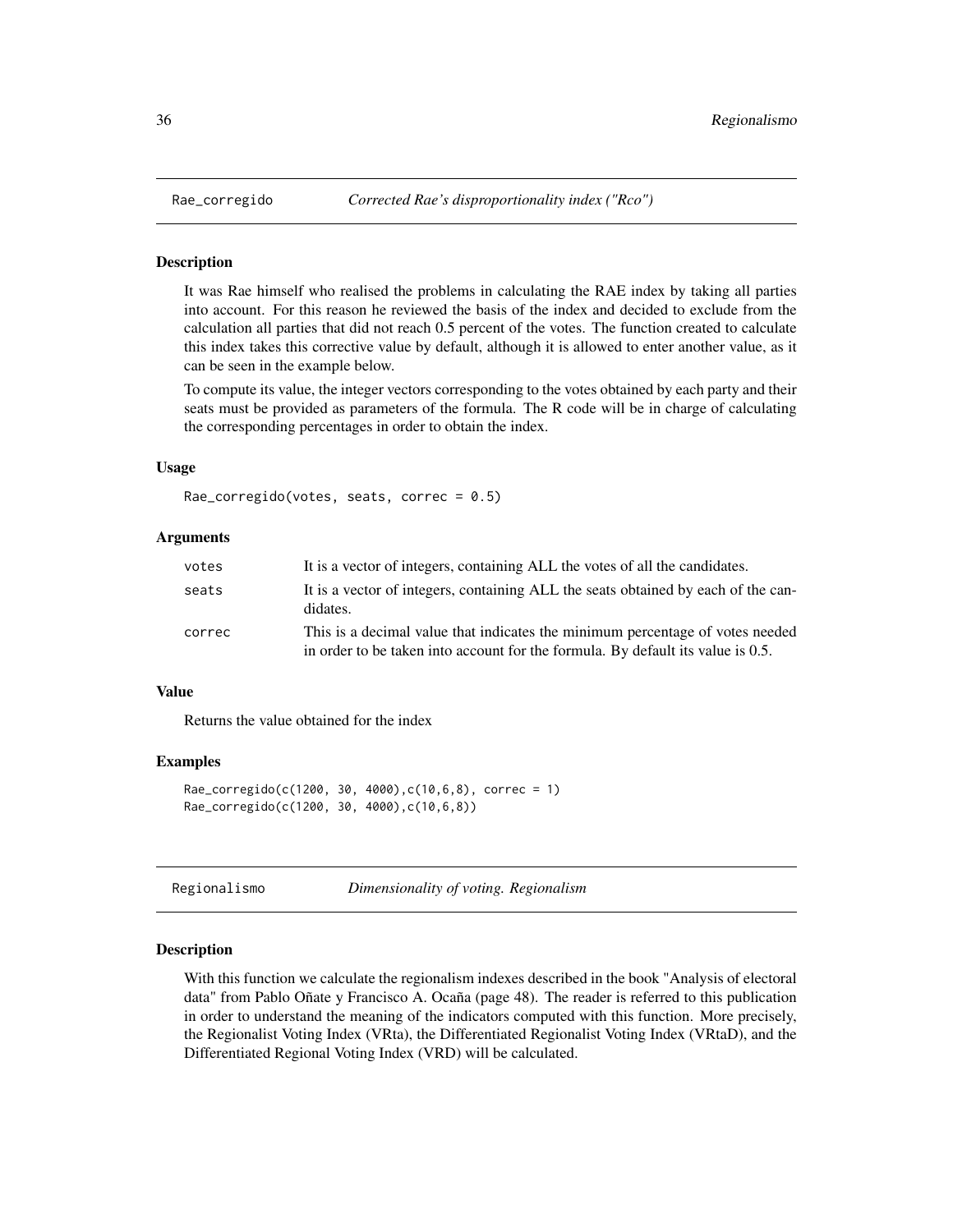## Rae_corregido — *Corrected Rae's disproportionality index ("Rco")*

### Description

It was Rae himself who realised the problems in calculating the RAE index by taking all parties into account. For this reason he reviewed the basis of the index and decided to exclude from the calculation all parties that did not reach 0.5 percent of the votes. The function created to calculate this index takes this corrective value by default, although it is allowed to enter another value, as it can be seen in the example below.

To compute its value, the integer vectors corresponding to the votes obtained by each party and their seats must be provided as parameters of the formula. The R code will be in charge of calculating the corresponding percentages in order to obtain the index.

### Usage

```
Rae_corregido(votes, seats, correc = 0.5)
```

### Arguments

| | |
|---|---|
| votes | It is a vector of integers, containing ALL the votes of all the candidates. |
| seats | It is a vector of integers, containing ALL the seats obtained by each of the candidates. |
| correc | This is a decimal value that indicates the minimum percentage of votes needed in order to be taken into account for the formula. By default its value is 0.5. |

### Value

Returns the value obtained for the index

### Examples

```
Rae_corregido(c(1200, 30, 4000),c(10,6,8), correc = 1)
Rae_corregido(c(1200, 30, 4000),c(10,6,8))
```

## Regionalismo — *Dimensionality of voting. Regionalism*

### Description

With this function we calculate the regionalism indexes described in the book "Analysis of electoral data" from Pablo Oñate y Francisco A. Ocaña (page 48). The reader is referred to this publication in order to understand the meaning of the indicators computed with this function. More precisely, the Regionalist Voting Index (VRta), the Differentiated Regionalist Voting Index (VRtaD), and the Differentiated Regional Voting Index (VRD) will be calculated.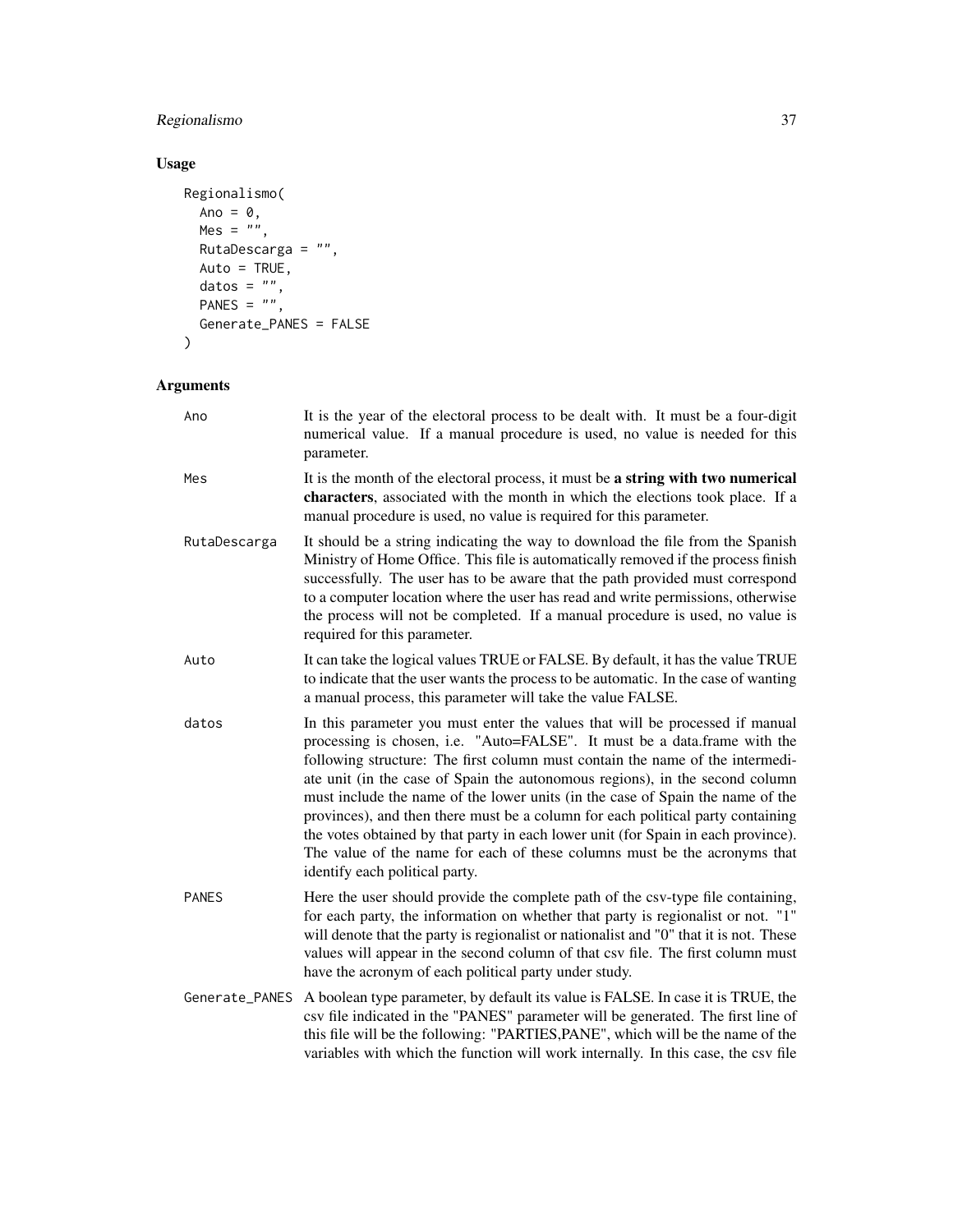## Usage

```
Regionalismo(
  Ano = 0,
  Mes = "",
  RutaDescarga = "",
  Auto = TRUE,
  datos = "",
  PANES = "",
  Generate_PANES = FALSE
)
```

## Arguments

| | |
|---|---|
| Ano | It is the year of the electoral process to be dealt with. It must be a four-digit numerical value. If a manual procedure is used, no value is needed for this parameter. |
| Mes | It is the month of the electoral process, it must be **a string with two numerical characters**, associated with the month in which the elections took place. If a manual procedure is used, no value is required for this parameter. |
| RutaDescarga | It should be a string indicating the way to download the file from the Spanish Ministry of Home Office. This file is automatically removed if the process finish successfully. The user has to be aware that the path provided must correspond to a computer location where the user has read and write permissions, otherwise the process will not be completed. If a manual procedure is used, no value is required for this parameter. |
| Auto | It can take the logical values TRUE or FALSE. By default, it has the value TRUE to indicate that the user wants the process to be automatic. In the case of wanting a manual process, this parameter will take the value FALSE. |
| datos | In this parameter you must enter the values that will be processed if manual processing is chosen, i.e. "Auto=FALSE". It must be a data.frame with the following structure: The first column must contain the name of the intermediate unit (in the case of Spain the autonomous regions), in the second column must include the name of the lower units (in the case of Spain the name of the provinces), and then there must be a column for each political party containing the votes obtained by that party in each lower unit (for Spain in each province). The value of the name for each of these columns must be the acronyms that identify each political party. |
| PANES | Here the user should provide the complete path of the csv-type file containing, for each party, the information on whether that party is regionalist or not. "1" will denote that the party is regionalist or nationalist and "0" that it is not. These values will appear in the second column of that csv file. The first column must have the acronym of each political party under study. |
| Generate_PANES | A boolean type parameter, by default its value is FALSE. In case it is TRUE, the csv file indicated in the "PANES" parameter will be generated. The first line of this file will be the following: "PARTIES,PANE", which will be the name of the variables with which the function will work internally. In this case, the csv file |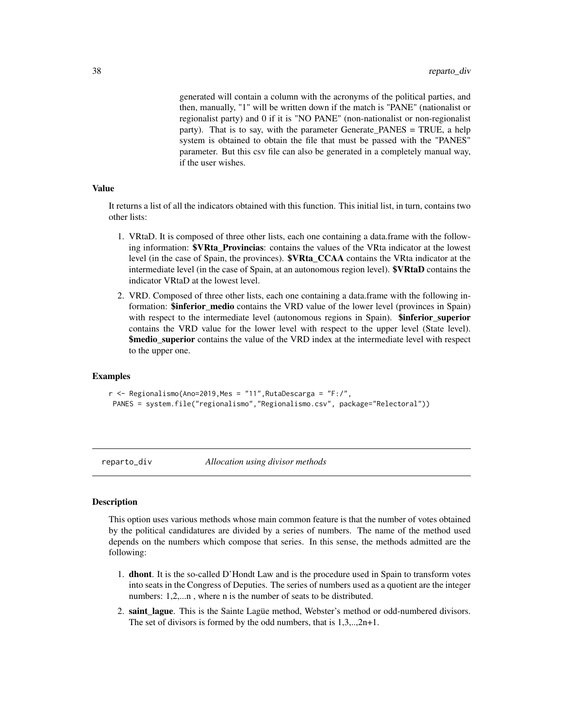generated will contain a column with the acronyms of the political parties, and then, manually, "1" will be written down if the match is "PANE" (nationalist or regionalist party) and 0 if it is "NO PANE" (non-nationalist or non-regionalist party). That is to say, with the parameter Generate_PANES = TRUE, a help system is obtained to obtain the file that must be passed with the "PANES" parameter. But this csv file can also be generated in a completely manual way, if the user wishes.

### Value

It returns a list of all the indicators obtained with this function. This initial list, in turn, contains two other lists:

1. VRtaD. It is composed of three other lists, each one containing a data.frame with the following information: **$VRta_Provincias**: contains the values of the VRta indicator at the lowest level (in the case of Spain, the provinces). **$VRta_CCAA** contains the VRta indicator at the intermediate level (in the case of Spain, at an autonomous region level). **$VRtaD** contains the indicator VRtaD at the lowest level.
2. VRD. Composed of three other lists, each one containing a data.frame with the following information: **$inferior_medio** contains the VRD value of the lower level (provinces in Spain) with respect to the intermediate level (autonomous regions in Spain). **$inferior_superior** contains the VRD value for the lower level with respect to the upper level (State level). **$medio_superior** contains the value of the VRD index at the intermediate level with respect to the upper one.

### Examples

```
r <- Regionalismo(Ano=2019,Mes = "11",RutaDescarga = "F:/",
 PANES = system.file("regionalismo","Regionalismo.csv", package="Relectoral"))
```

## reparto_div — *Allocation using divisor methods*

### Description

This option uses various methods whose main common feature is that the number of votes obtained by the political candidatures are divided by a series of numbers. The name of the method used depends on the numbers which compose that series. In this sense, the methods admitted are the following:

1. **dhont**. It is the so-called D'Hondt Law and is the procedure used in Spain to transform votes into seats in the Congress of Deputies. The series of numbers used as a quotient are the integer numbers: 1,2,...n , where n is the number of seats to be distributed.
2. **saint_lague**. This is the Sainte Lagüe method, Webster's method or odd-numbered divisors. The set of divisors is formed by the odd numbers, that is 1,3,..,2n+1.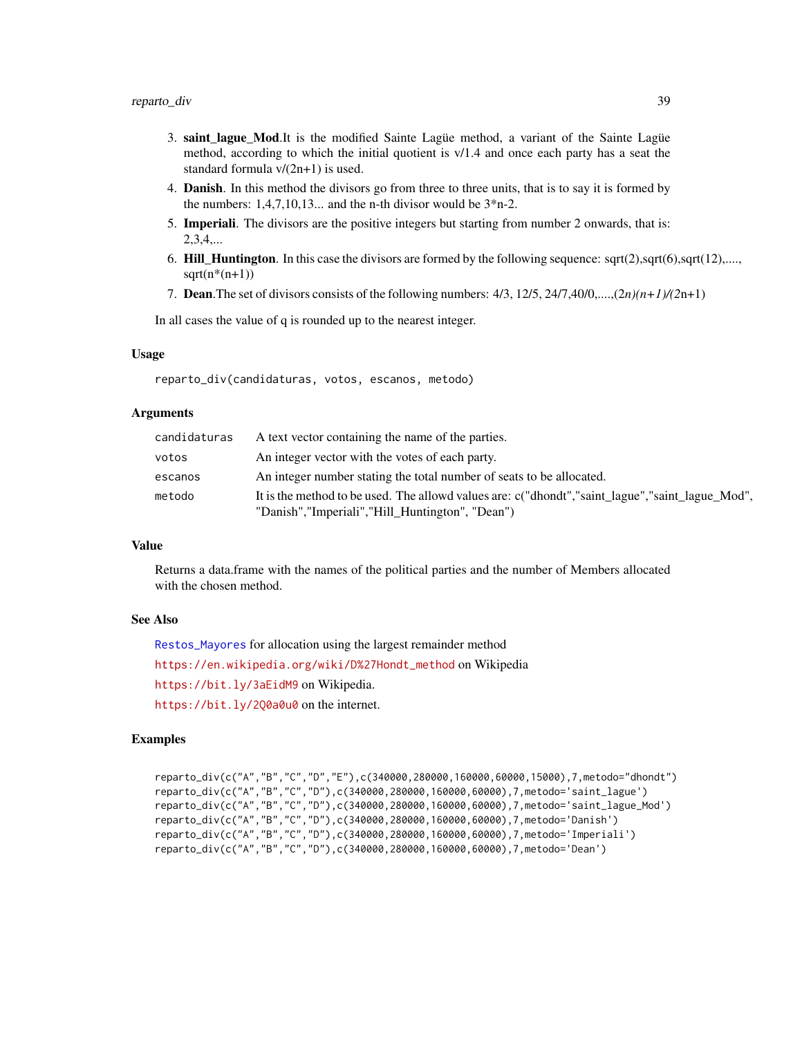3. **saint_lague_Mod**.It is the modified Sainte Lagüe method, a variant of the Sainte Lagüe method, according to which the initial quotient is v/1.4 and once each party has a seat the standard formula v/(2n+1) is used.
4. **Danish**. In this method the divisors go from three to three units, that is to say it is formed by the numbers: 1,4,7,10,13... and the n-th divisor would be 3*n-2.
5. **Imperiali**. The divisors are the positive integers but starting from number 2 onwards, that is: 2,3,4,...
6. **Hill_Huntington**. In this case the divisors are formed by the following sequence: sqrt(2),sqrt(6),sqrt(12),...., sqrt(n*(n+1))
7. **Dean**.The set of divisors consists of the following numbers: 4/3, 12/5, 24/7,40/0,....,(2*n)(n+1)/(2*n+1)

In all cases the value of q is rounded up to the nearest integer.

## Usage

```
reparto_div(candidaturas, votos, escanos, metodo)
```

## Arguments

| | |
|---|---|
| candidaturas | A text vector containing the name of the parties. |
| votos | An integer vector with the votes of each party. |
| escanos | An integer number stating the total number of seats to be allocated. |
| metodo | It is the method to be used. The allowd values are: c("dhondt","saint_lague","saint_lague_Mod", "Danish","Imperiali","Hill_Huntington", "Dean") |

## Value

Returns a data.frame with the names of the political parties and the number of Members allocated with the chosen method.

## See Also

Restos_Mayores for allocation using the largest remainder method

https://en.wikipedia.org/wiki/D%27Hondt_method on Wikipedia

https://bit.ly/3aEidM9 on Wikipedia.

https://bit.ly/2Q0a0u0 on the internet.

## Examples

```
reparto_div(c("A","B","C","D","E"),c(340000,280000,160000,60000,15000),7,metodo="dhondt")
reparto_div(c("A","B","C","D"),c(340000,280000,160000,60000),7,metodo='saint_lague')
reparto_div(c("A","B","C","D"),c(340000,280000,160000,60000),7,metodo='saint_lague_Mod')
reparto_div(c("A","B","C","D"),c(340000,280000,160000,60000),7,metodo='Danish')
reparto_div(c("A","B","C","D"),c(340000,280000,160000,60000),7,metodo='Imperiali')
reparto_div(c("A","B","C","D"),c(340000,280000,160000,60000),7,metodo='Dean')
```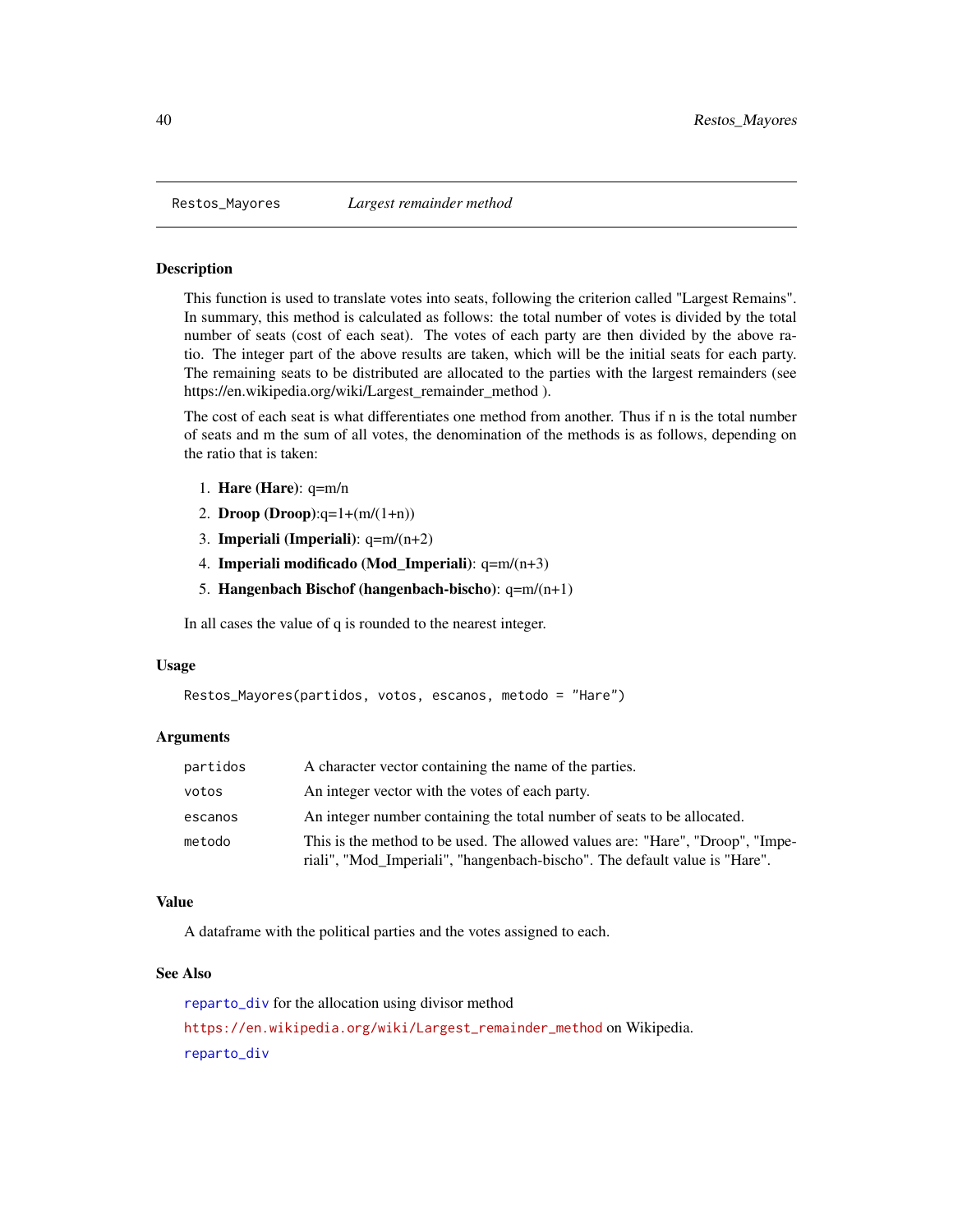## Restos_Mayores — *Largest remainder method*

### Description

This function is used to translate votes into seats, following the criterion called "Largest Remains". In summary, this method is calculated as follows: the total number of votes is divided by the total number of seats (cost of each seat). The votes of each party are then divided by the above ratio. The integer part of the above results are taken, which will be the initial seats for each party. The remaining seats to be distributed are allocated to the parties with the largest remainders (see https://en.wikipedia.org/wiki/Largest_remainder_method ).

The cost of each seat is what differentiates one method from another. Thus if n is the total number of seats and m the sum of all votes, the denomination of the methods is as follows, depending on the ratio that is taken:

1. **Hare (Hare)**: q=m/n
2. **Droop (Droop)**:q=1+(m/(1+n))
3. **Imperiali (Imperiali)**: q=m/(n+2)
4. **Imperiali modificado (Mod_Imperiali)**: q=m/(n+3)
5. **Hangenbach Bischof (hangenbach-bischo)**: q=m/(n+1)

In all cases the value of q is rounded to the nearest integer.

### Usage

```
Restos_Mayores(partidos, votos, escanos, metodo = "Hare")
```

### Arguments

| | |
|---|---|
| partidos | A character vector containing the name of the parties. |
| votos | An integer vector with the votes of each party. |
| escanos | An integer number containing the total number of seats to be allocated. |
| metodo | This is the method to be used. The allowed values are: "Hare", "Droop", "Imperiali", "Mod_Imperiali", "hangenbach-bischo". The default value is "Hare". |

### Value

A dataframe with the political parties and the votes assigned to each.

### See Also

reparto_div for the allocation using divisor method

https://en.wikipedia.org/wiki/Largest_remainder_method on Wikipedia.

reparto_div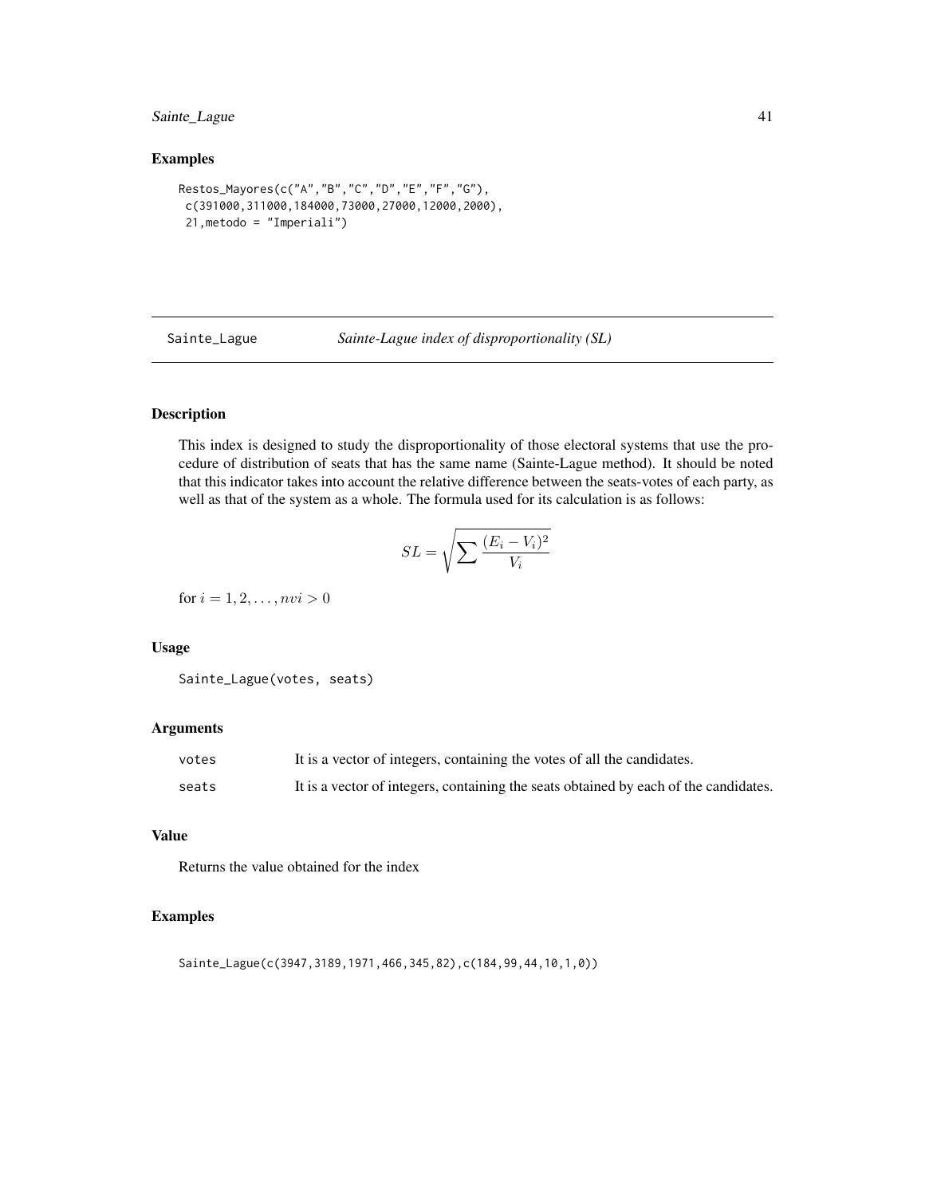## Examples

```
Restos_Mayores(c("A","B","C","D","E","F","G"),
 c(391000,311000,184000,73000,27000,12000,2000),
 21,metodo = "Imperiali")
```

---

Sainte_Lague *Sainte-Lague index of disproportionality (SL)*

---

### Description

This index is designed to study the disproportionality of those electoral systems that use the procedure of distribution of seats that has the same name (Sainte-Lague method). It should be noted that this indicator takes into account the relative difference between the seats-votes of each party, as well as that of the system as a whole. The formula used for its calculation is as follows:

$$SL = \sqrt{\sum \frac{(E_i - V_i)^2}{V_i}}$$

for $i = 1, 2, \ldots, nvi > 0$

### Usage

```
Sainte_Lague(votes, seats)
```

### Arguments

| | |
|---|---|
| votes | It is a vector of integers, containing the votes of all the candidates. |
| seats | It is a vector of integers, containing the seats obtained by each of the candidates. |

### Value

Returns the value obtained for the index

### Examples

```
Sainte_Lague(c(3947,3189,1971,466,345,82),c(184,99,44,10,1,0))
```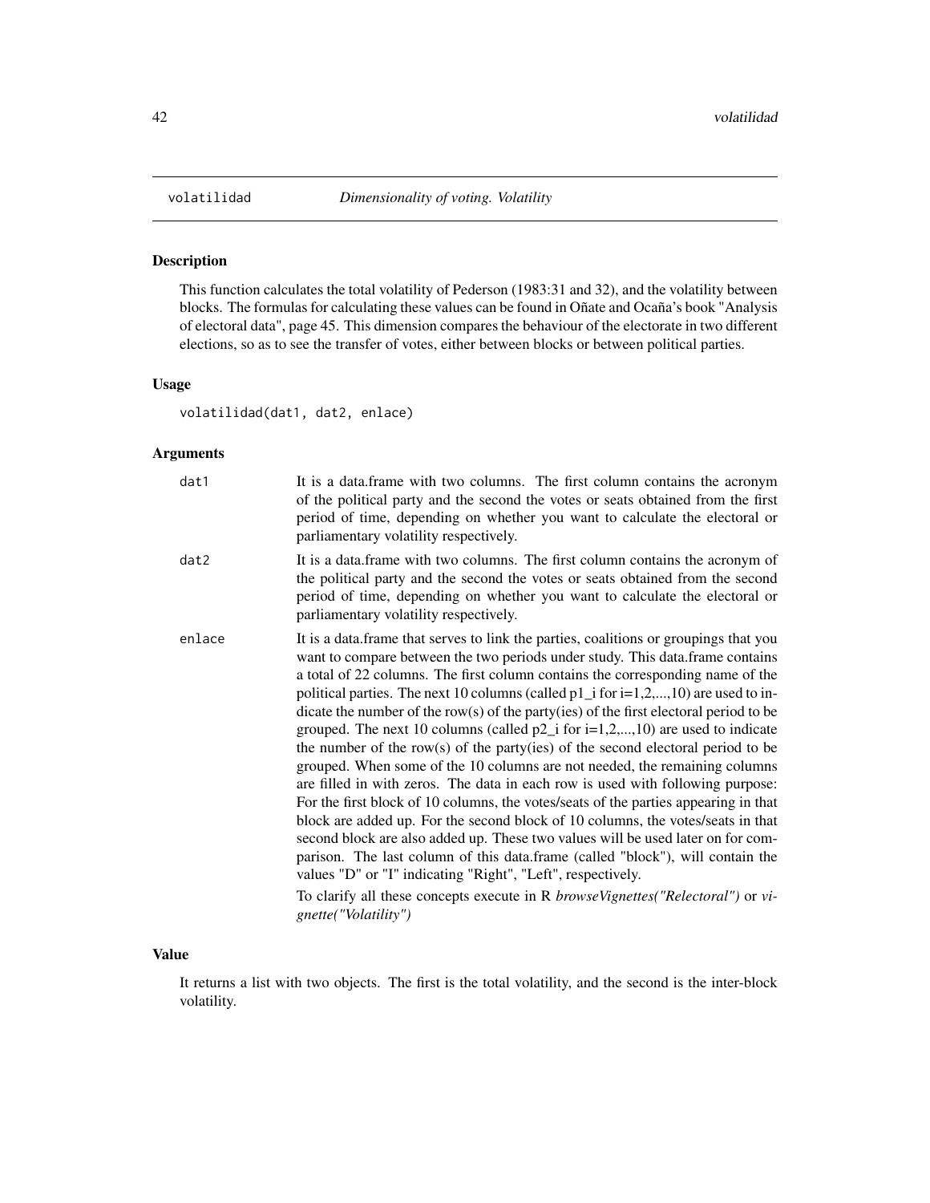## volatilidad *Dimensionality of voting. Volatility*

### Description

This function calculates the total volatility of Pederson (1983:31 and 32), and the volatility between blocks. The formulas for calculating these values can be found in Oñate and Ocaña's book "Analysis of electoral data", page 45. This dimension compares the behaviour of the electorate in two different elections, so as to see the transfer of votes, either between blocks or between political parties.

### Usage

```
volatilidad(dat1, dat2, enlace)
```

### Arguments

- **dat1**: It is a data.frame with two columns. The first column contains the acronym of the political party and the second the votes or seats obtained from the first period of time, depending on whether you want to calculate the electoral or parliamentary volatility respectively.
- **dat2**: It is a data.frame with two columns. The first column contains the acronym of the political party and the second the votes or seats obtained from the second period of time, depending on whether you want to calculate the electoral or parliamentary volatility respectively.
- **enlace**: It is a data.frame that serves to link the parties, coalitions or groupings that you want to compare between the two periods under study. This data.frame contains a total of 22 columns. The first column contains the corresponding name of the political parties. The next 10 columns (called p1_i for i=1,2,...,10) are used to indicate the number of the row(s) of the party(ies) of the first electoral period to be grouped. The next 10 columns (called p2_i for i=1,2,...,10) are used to indicate the number of the row(s) of the party(ies) of the second electoral period to be grouped. When some of the 10 columns are not needed, the remaining columns are filled in with zeros. The data in each row is used with following purpose: For the first block of 10 columns, the votes/seats of the parties appearing in that block are added up. For the second block of 10 columns, the votes/seats in that second block are also added up. These two values will be used later on for comparison. The last column of this data.frame (called "block"), will contain the values "D" or "I" indicating "Right", "Left", respectively.

  To clarify all these concepts execute in R *browseVignettes("Relectoral")* or *vignette("Volatility")*

### Value

It returns a list with two objects. The first is the total volatility, and the second is the inter-block volatility.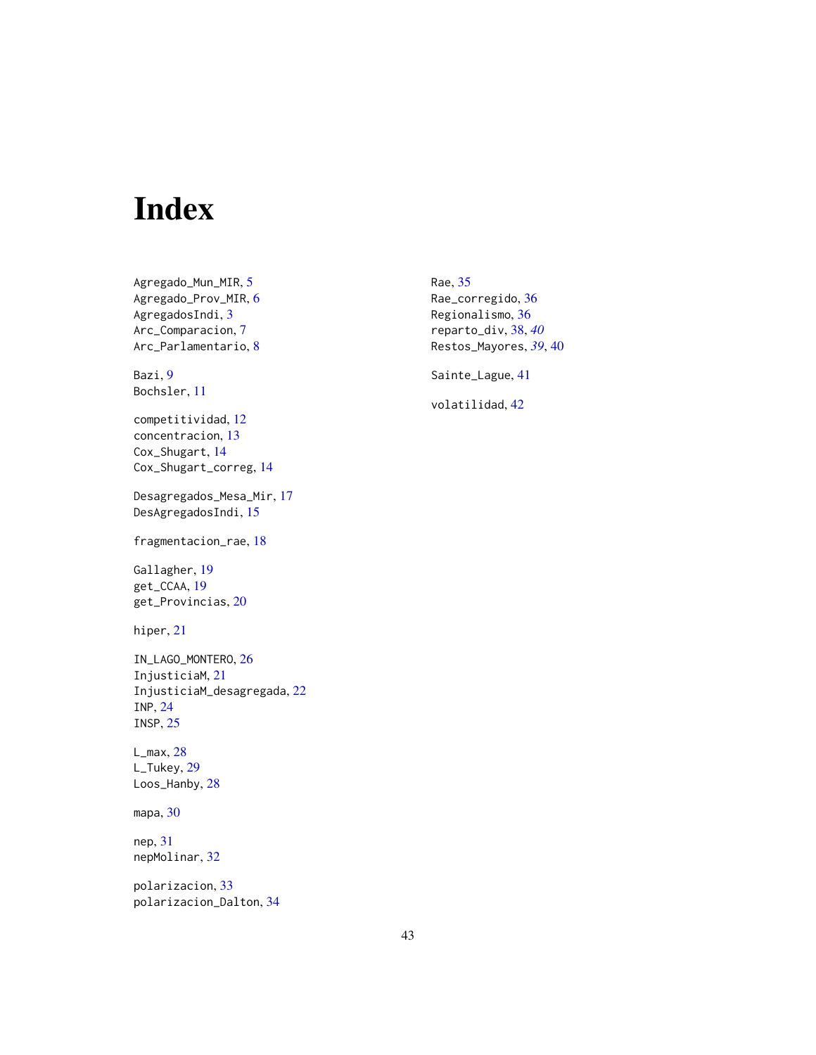# Index

Agregado_Mun_MIR, 5
Agregado_Prov_MIR, 6
AgregadosIndi, 3
Arc_Comparacion, 7
Arc_Parlamentario, 8

Bazi, 9
Bochsler, 11

competitividad, 12
concentracion, 13
Cox_Shugart, 14
Cox_Shugart_correg, 14

Desagregados_Mesa_Mir, 17
DesAgregadosIndi, 15

fragmentacion_rae, 18

Gallagher, 19
get_CCAA, 19
get_Provincias, 20

hiper, 21

IN_LAGO_MONTERO, 26
InjusticiaM, 21
InjusticiaM_desagregada, 22
INP, 24
INSP, 25

L_max, 28
L_Tukey, 29
Loos_Hanby, 28

mapa, 30

nep, 31
nepMolinar, 32

polarizacion, 33
polarizacion_Dalton, 34

Rae, 35
Rae_corregido, 36
Regionalismo, 36
reparto_div, 38, *40*
Restos_Mayores, *39*, 40

Sainte_Lague, 41

volatilidad, 42